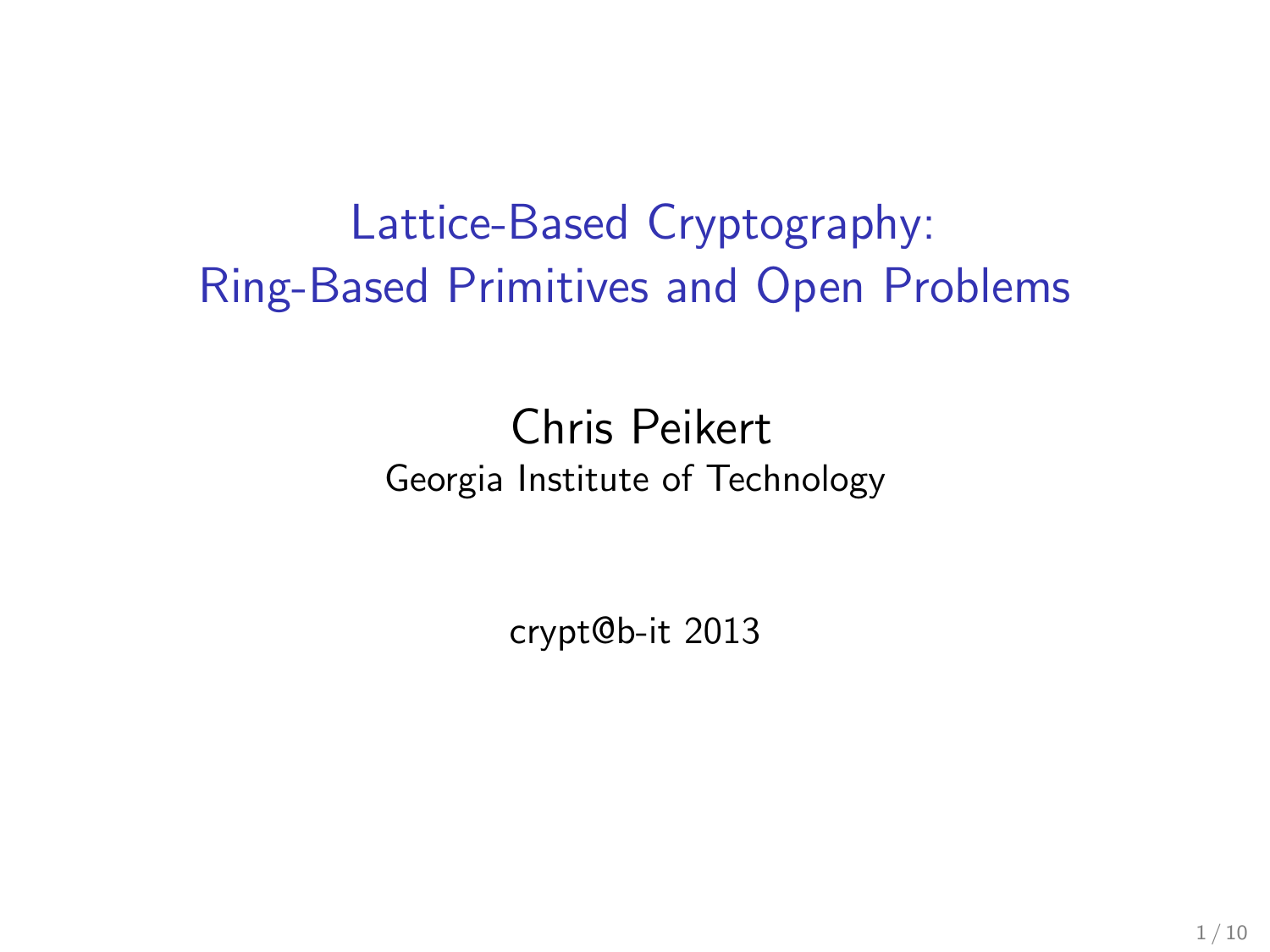# Lattice-Based Cryptography: Ring-Based Primitives and Open Problems

Chris Peikert
Georgia Institute of Technology

crypt@b-it 2013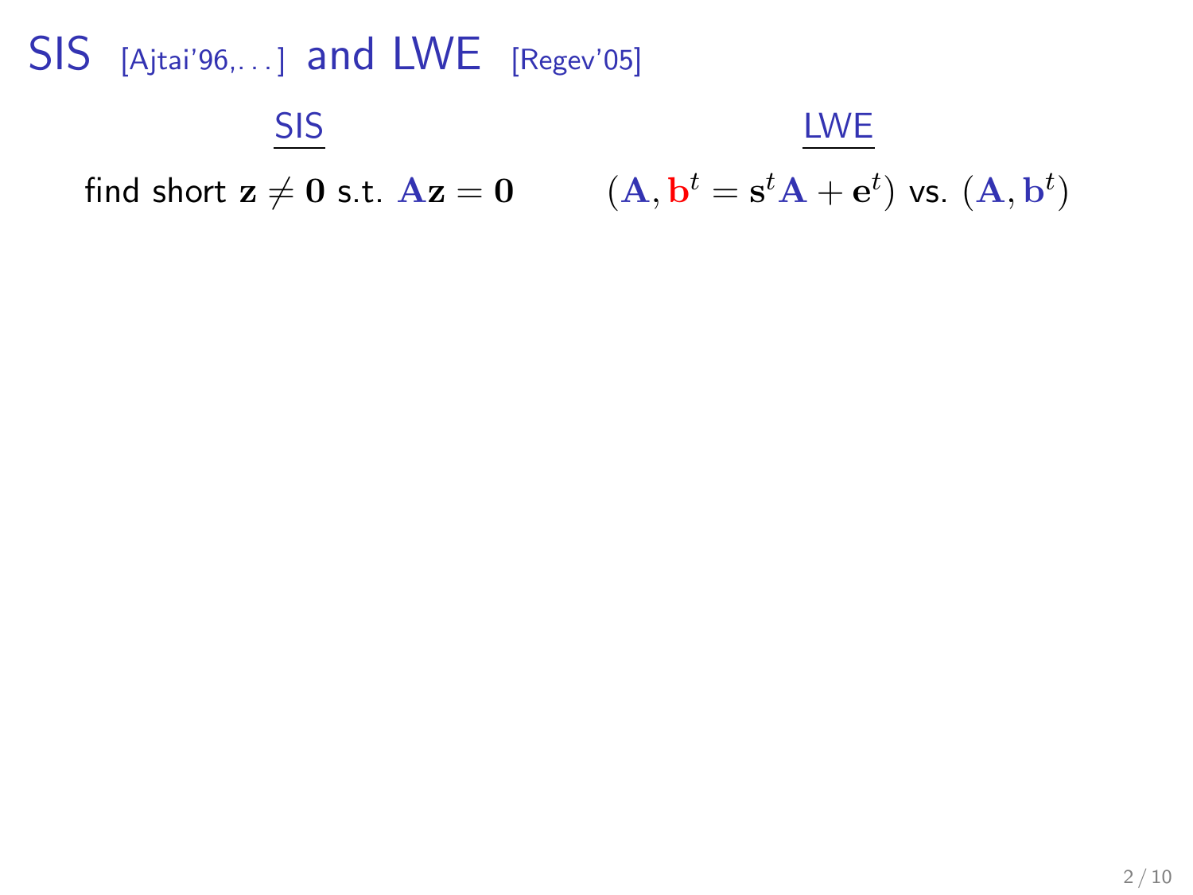# SIS [Ajtai'96,...] and LWE [Regev'05]

| SIS | LWE |
| --- | --- |
| find short $\mathbf{z} \neq \mathbf{0}$ s.t. $\mathbf{A}\mathbf{z} = \mathbf{0}$ | $(\mathbf{A}, \mathbf{b}^t = \mathbf{s}^t\mathbf{A} + \mathbf{e}^t)$ vs. $(\mathbf{A}, \mathbf{b}^t)$ |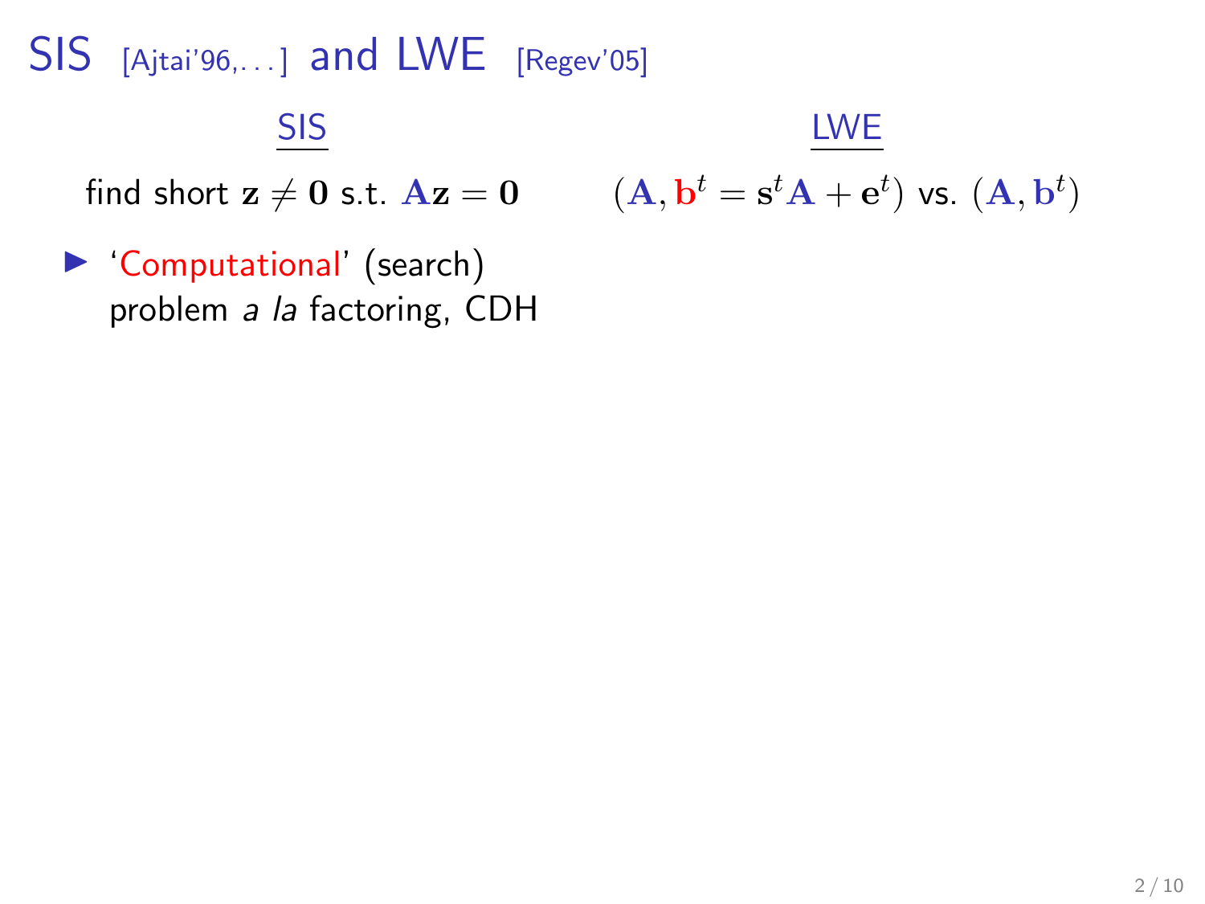# SIS [Ajtai'96,...] and LWE [Regev'05]

| SIS | LWE |
| --- | --- |
| find short $\mathbf{z} \neq \mathbf{0}$ s.t. $\mathbf{A}\mathbf{z} = \mathbf{0}$ | $(\mathbf{A}, \mathbf{b}^t = \mathbf{s}^t\mathbf{A} + \mathbf{e}^t)$ vs. $(\mathbf{A}, \mathbf{b}^t)$ |

- 'Computational' (search) problem *a la* factoring, CDH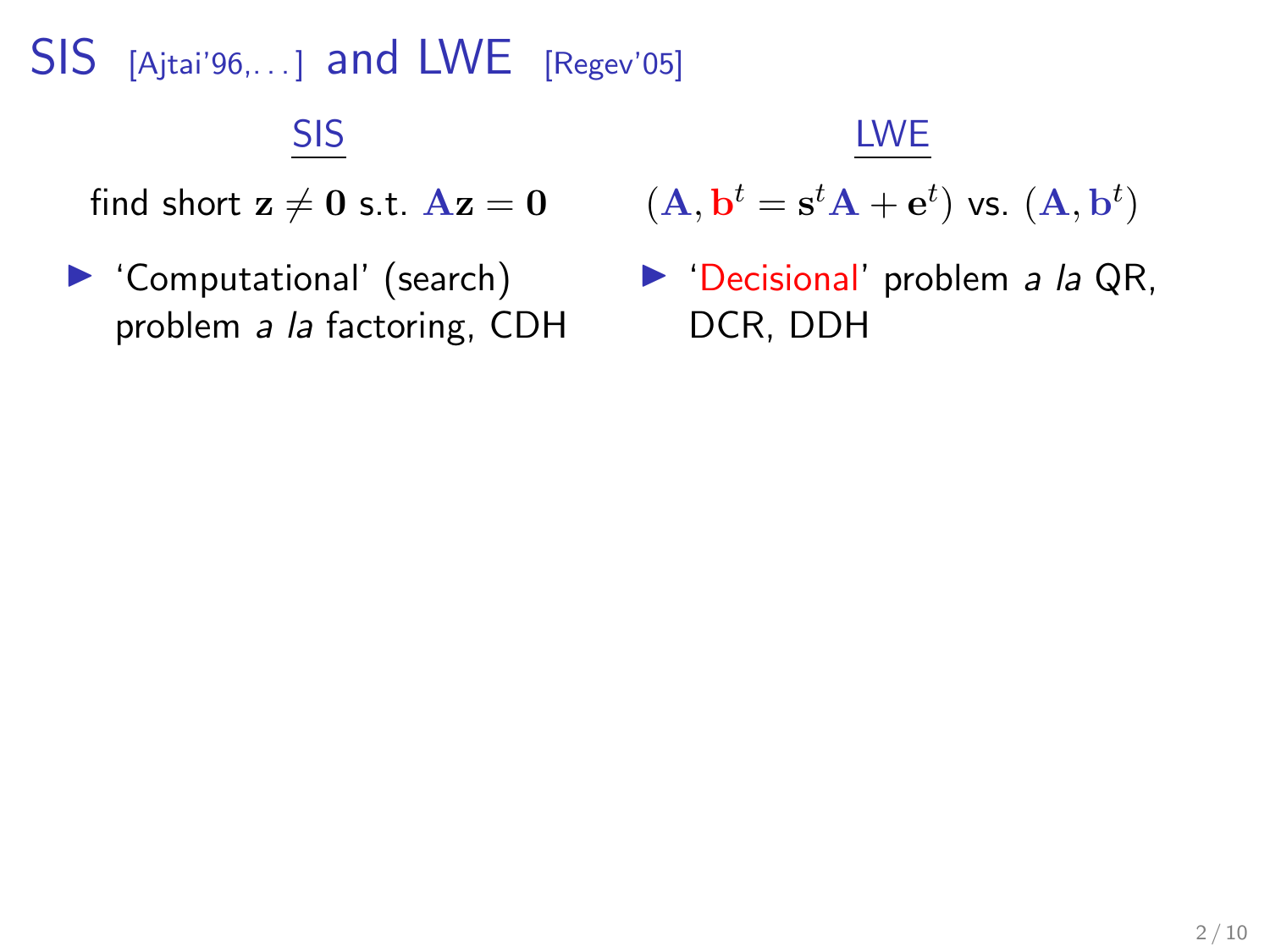# SIS [Ajtai'96,...] and LWE [Regev'05]

**SIS**

find short $\mathbf{z} \neq \mathbf{0}$ s.t. $\mathbf{A}\mathbf{z} = \mathbf{0}$

- 'Computational' (search) problem *a la* factoring, CDH

**LWE**

$(\mathbf{A}, \mathbf{b}^t = \mathbf{s}^t\mathbf{A} + \mathbf{e}^t)$ vs. $(\mathbf{A}, \mathbf{b}^t)$

- 'Decisional' problem *a la* QR, DCR, DDH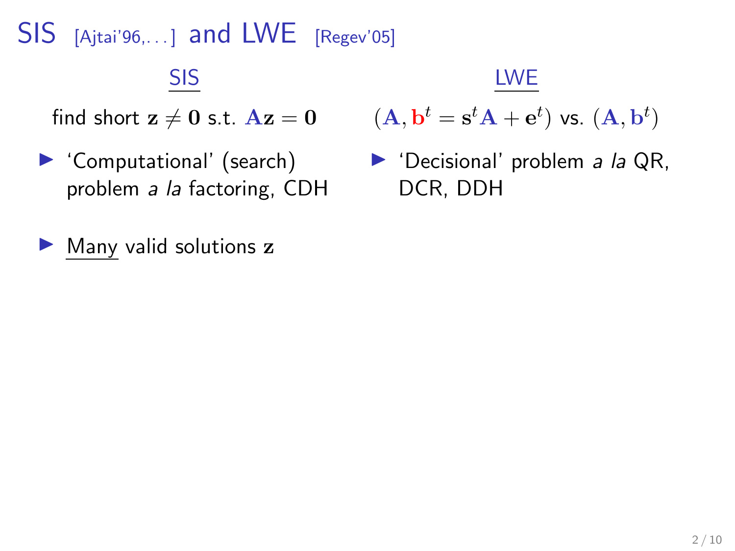# SIS [Ajtai'96,...] and LWE [Regev'05]

## SIS

find short $\mathbf{z} \neq \mathbf{0}$ s.t. $\mathbf{A}\mathbf{z} = \mathbf{0}$

- 'Computational' (search) problem *a la* factoring, CDH

- Many valid solutions $\mathbf{z}$

## LWE

$(\mathbf{A}, \mathbf{b}^t = \mathbf{s}^t\mathbf{A} + \mathbf{e}^t)$ vs. $(\mathbf{A}, \mathbf{b}^t)$

- 'Decisional' problem *a la* QR, DCR, DDH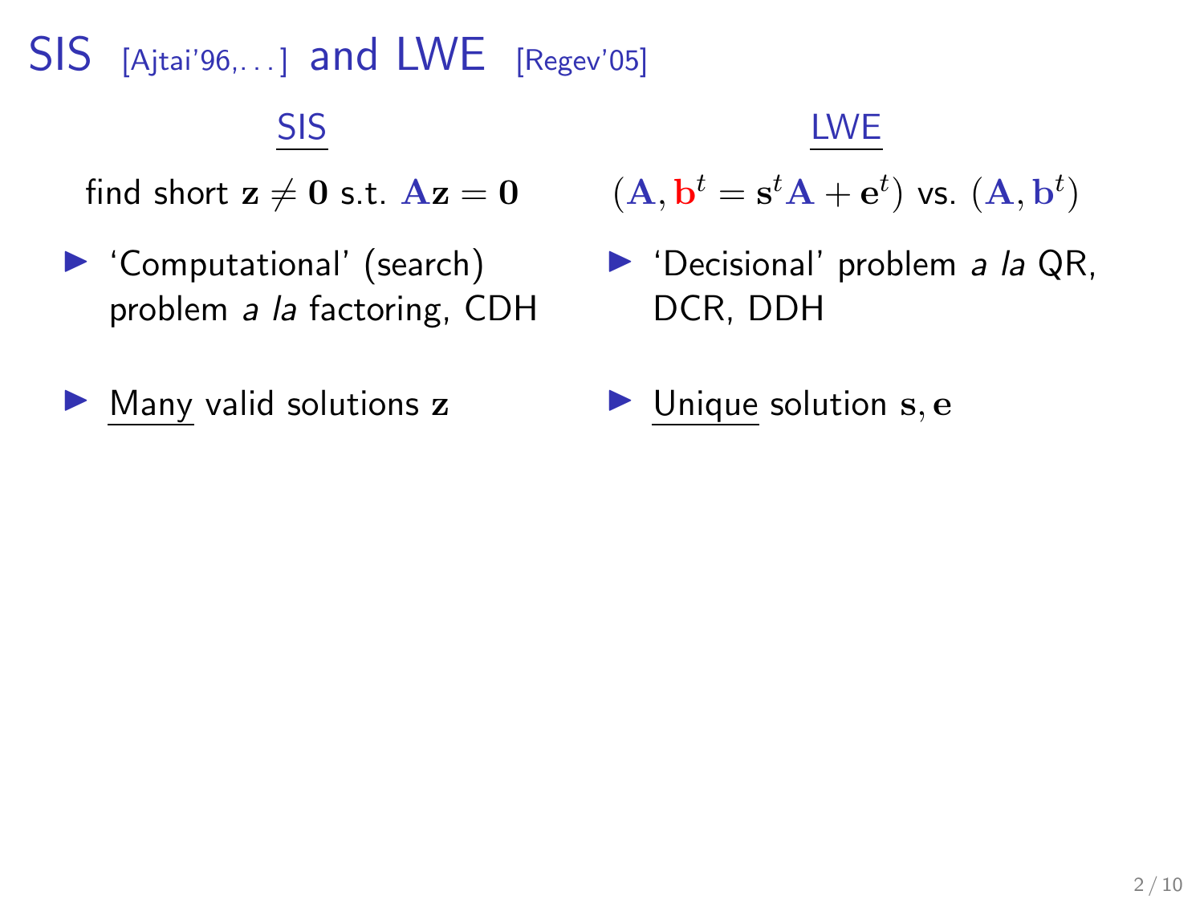# SIS [Ajtai'96,...] and LWE [Regev'05]

**SIS**

find short $\mathbf{z} \neq \mathbf{0}$ s.t. $\mathbf{A}\mathbf{z} = \mathbf{0}$

- 'Computational' (search) problem *a la* factoring, CDH
- Many valid solutions $\mathbf{z}$

**LWE**

$(\mathbf{A}, \mathbf{b}^t = \mathbf{s}^t\mathbf{A} + \mathbf{e}^t)$ vs. $(\mathbf{A}, \mathbf{b}^t)$

- 'Decisional' problem *a la* QR, DCR, DDH
- Unique solution $\mathbf{s}, \mathbf{e}$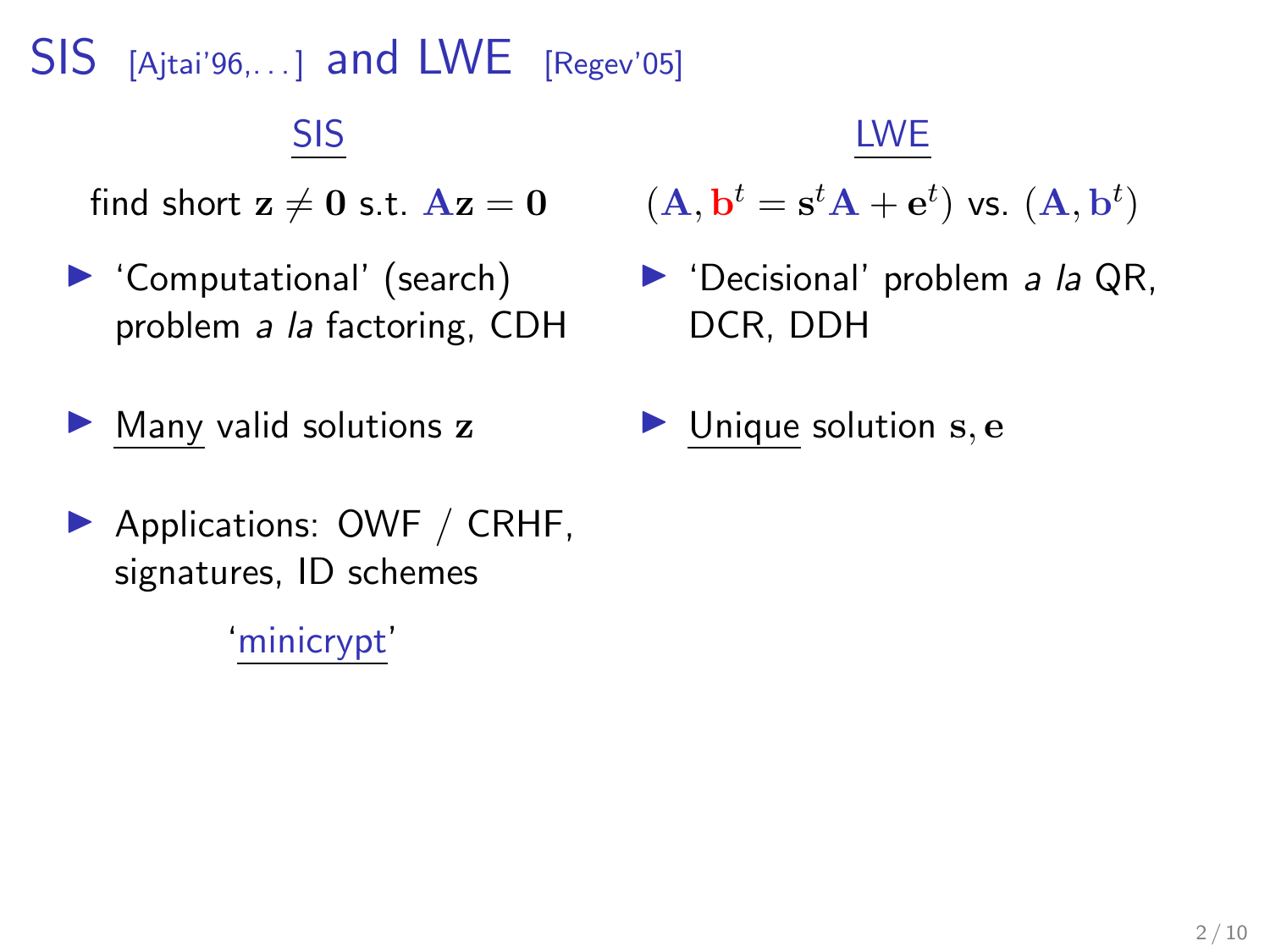# SIS [Ajtai'96,...] and LWE [Regev'05]

## SIS

find short $\mathbf{z} \neq \mathbf{0}$ s.t. $\mathbf{A}\mathbf{z} = \mathbf{0}$

- 'Computational' (search) problem *a la* factoring, CDH
- Many valid solutions $\mathbf{z}$
- Applications: OWF / CRHF, signatures, ID schemes

'minicrypt'

## LWE

$(\mathbf{A}, \mathbf{b}^t = \mathbf{s}^t\mathbf{A} + \mathbf{e}^t)$ vs. $(\mathbf{A}, \mathbf{b}^t)$

- 'Decisional' problem *a la* QR, DCR, DDH
- Unique solution $\mathbf{s}, \mathbf{e}$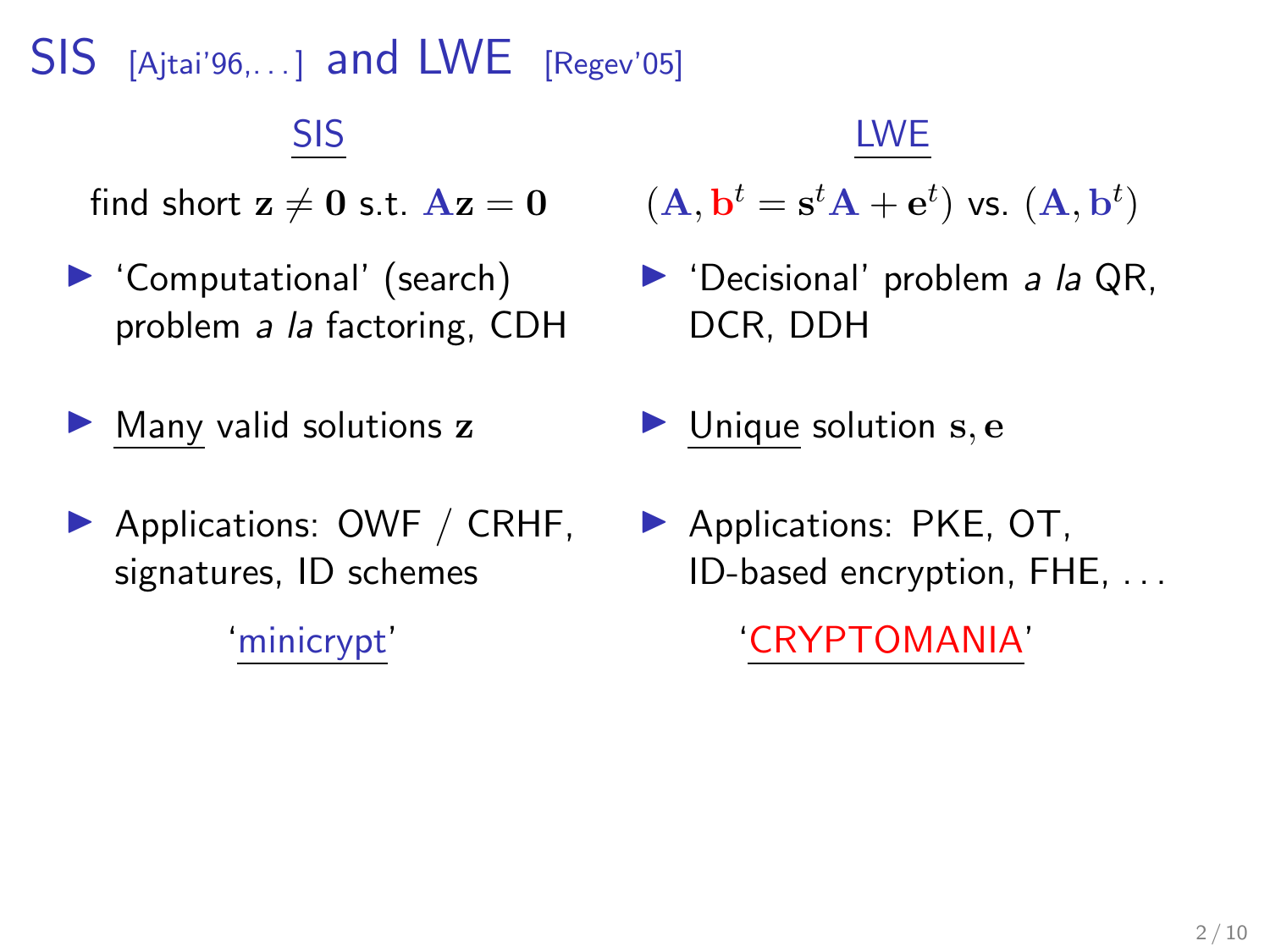# SIS [Ajtai'96,...] and LWE [Regev'05]

## SIS

find short $\mathbf{z} \neq \mathbf{0}$ s.t. $\mathbf{A}\mathbf{z} = \mathbf{0}$

- 'Computational' (search) problem *a la* factoring, CDH
- Many valid solutions $\mathbf{z}$
- Applications: OWF / CRHF, signatures, ID schemes

'minicrypt'

## LWE

$(\mathbf{A}, \mathbf{b}^t = \mathbf{s}^t\mathbf{A} + \mathbf{e}^t)$ vs. $(\mathbf{A}, \mathbf{b}^t)$

- 'Decisional' problem *a la* QR, DCR, DDH
- Unique solution $\mathbf{s}, \mathbf{e}$
- Applications: PKE, OT, ID-based encryption, FHE, ...

'CRYPTOMANIA'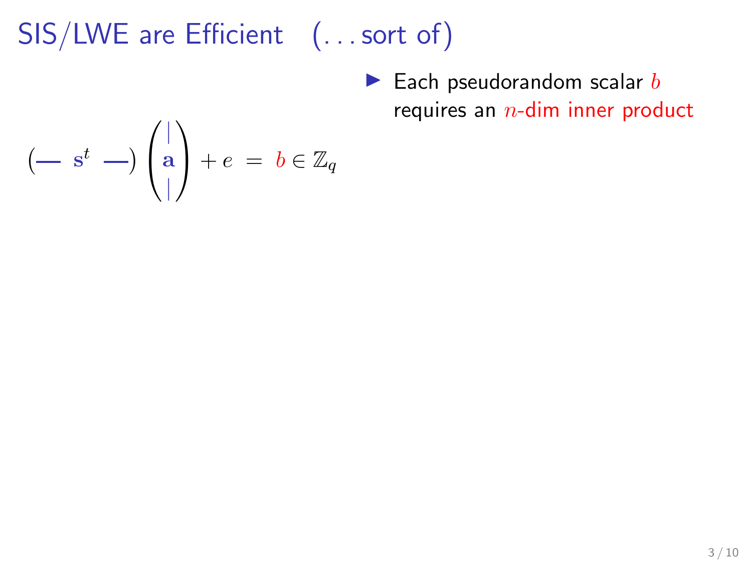# SIS/LWE are Efficient (...sort of)

$$\left( \text{---}\ \mathbf{s}^t\ \text{---} \right) \begin{pmatrix} | \\ \mathbf{a} \\ | \end{pmatrix} + e \ = \ b \in \mathbb{Z}_q$$

- Each pseudorandom scalar $b$ requires an $n$-dim inner product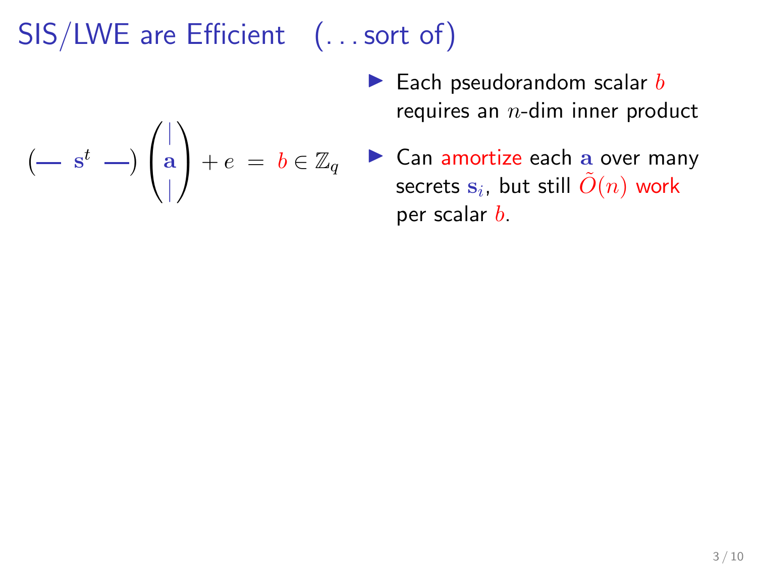# SIS/LWE are Efficient (. . . sort of)

$$\left(\text{—}\ \mathbf{s}^t\ \text{—}\right) \begin{pmatrix} | \\ \mathbf{a} \\ | \end{pmatrix} + e \ = \ b \in \mathbb{Z}_q$$

- Each pseudorandom scalar $b$ requires an $n$-dim inner product
- Can amortize each $\mathbf{a}$ over many secrets $\mathbf{s}_i$, but still $\tilde{O}(n)$ work per scalar $b$.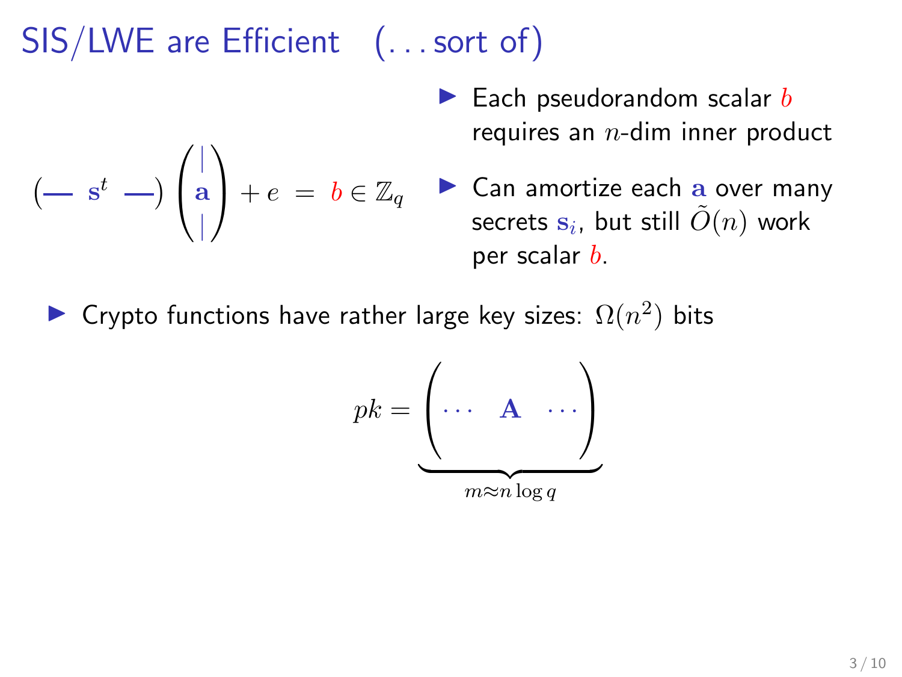# SIS/LWE are Efficient (...sort of)

$$\left( \text{---}\ \mathbf{s}^t\ \text{---} \right) \begin{pmatrix} | \\ \mathbf{a} \\ | \end{pmatrix} + e \;=\; b \in \mathbb{Z}_q$$

- Each pseudorandom scalar $b$ requires an $n$-dim inner product
- Can amortize each $\mathbf{a}$ over many secrets $\mathbf{s}_i$, but still $\tilde{O}(n)$ work per scalar $b$.

- Crypto functions have rather large key sizes: $\Omega(n^2)$ bits

$$pk = \underbrace{\begin{pmatrix} \cdots & \mathbf{A} & \cdots \\ & & \end{pmatrix}}_{m \approx n \log q}$$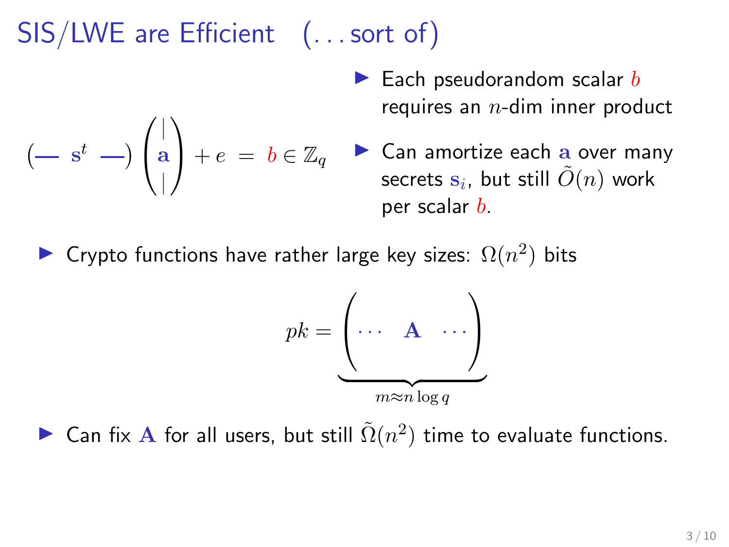# SIS/LWE are Efficient (...sort of)

$$\left( \text{—}\ \mathbf{s}^t\ \text{—} \right) \begin{pmatrix} | \\ \mathbf{a} \\ | \end{pmatrix} + e \;=\; b \in \mathbb{Z}_q$$

- Each pseudorandom scalar $b$ requires an $n$-dim inner product
- Can amortize each $\mathbf{a}$ over many secrets $\mathbf{s}_i$, but still $\tilde{O}(n)$ work per scalar $b$.

- Crypto functions have rather large key sizes: $\Omega(n^2)$ bits

$$pk = \underbrace{\begin{pmatrix} \cdots & \mathbf{A} & \cdots \\ & & \end{pmatrix}}_{m \approx n \log q}$$

- Can fix $\mathbf{A}$ for all users, but still $\tilde{\Omega}(n^2)$ time to evaluate functions.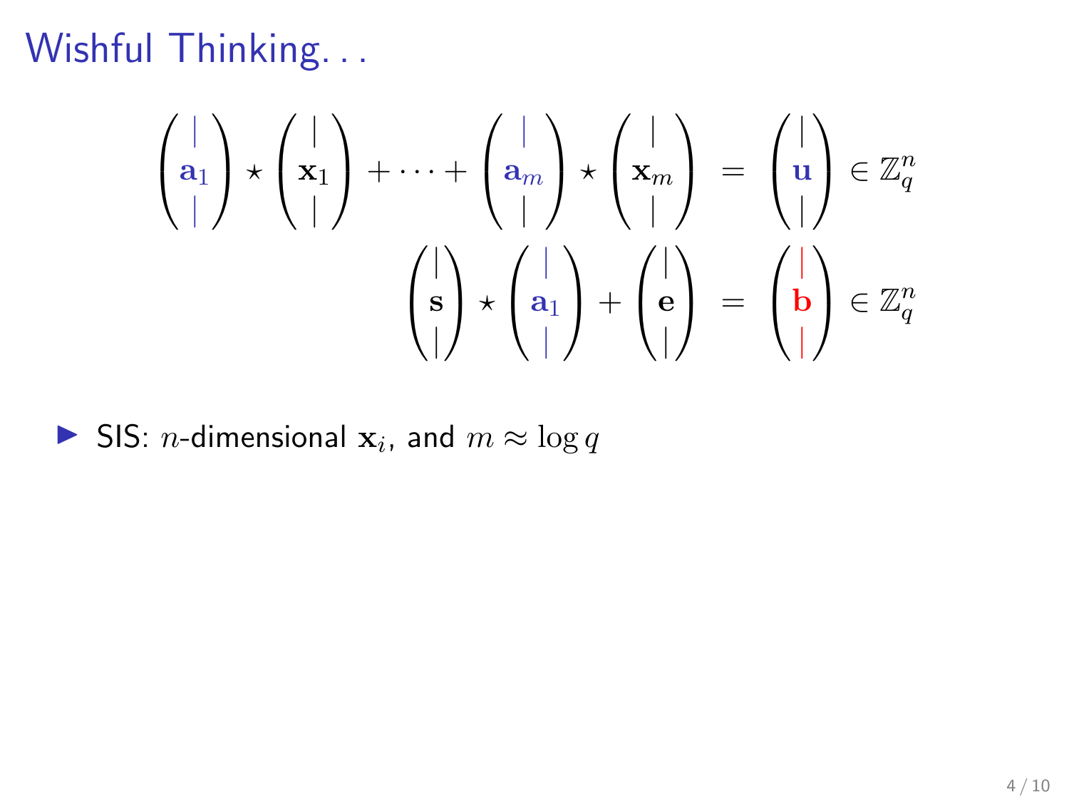# Wishful Thinking...

$$\begin{pmatrix} | \\ \mathbf{a}_1 \\ | \end{pmatrix} \star \begin{pmatrix} | \\ \mathbf{x}_1 \\ | \end{pmatrix} + \cdots + \begin{pmatrix} | \\ \mathbf{a}_m \\ | \end{pmatrix} \star \begin{pmatrix} | \\ \mathbf{x}_m \\ | \end{pmatrix} = \begin{pmatrix} | \\ \mathbf{u} \\ | \end{pmatrix} \in \mathbb{Z}_q^n$$

$$\begin{pmatrix} | \\ \mathbf{s} \\ | \end{pmatrix} \star \begin{pmatrix} | \\ \mathbf{a}_1 \\ | \end{pmatrix} + \begin{pmatrix} | \\ \mathbf{e} \\ | \end{pmatrix} = \begin{pmatrix} | \\ \mathbf{b} \\ | \end{pmatrix} \in \mathbb{Z}_q^n$$

- SIS: $n$-dimensional $\mathbf{x}_i$, and $m \approx \log q$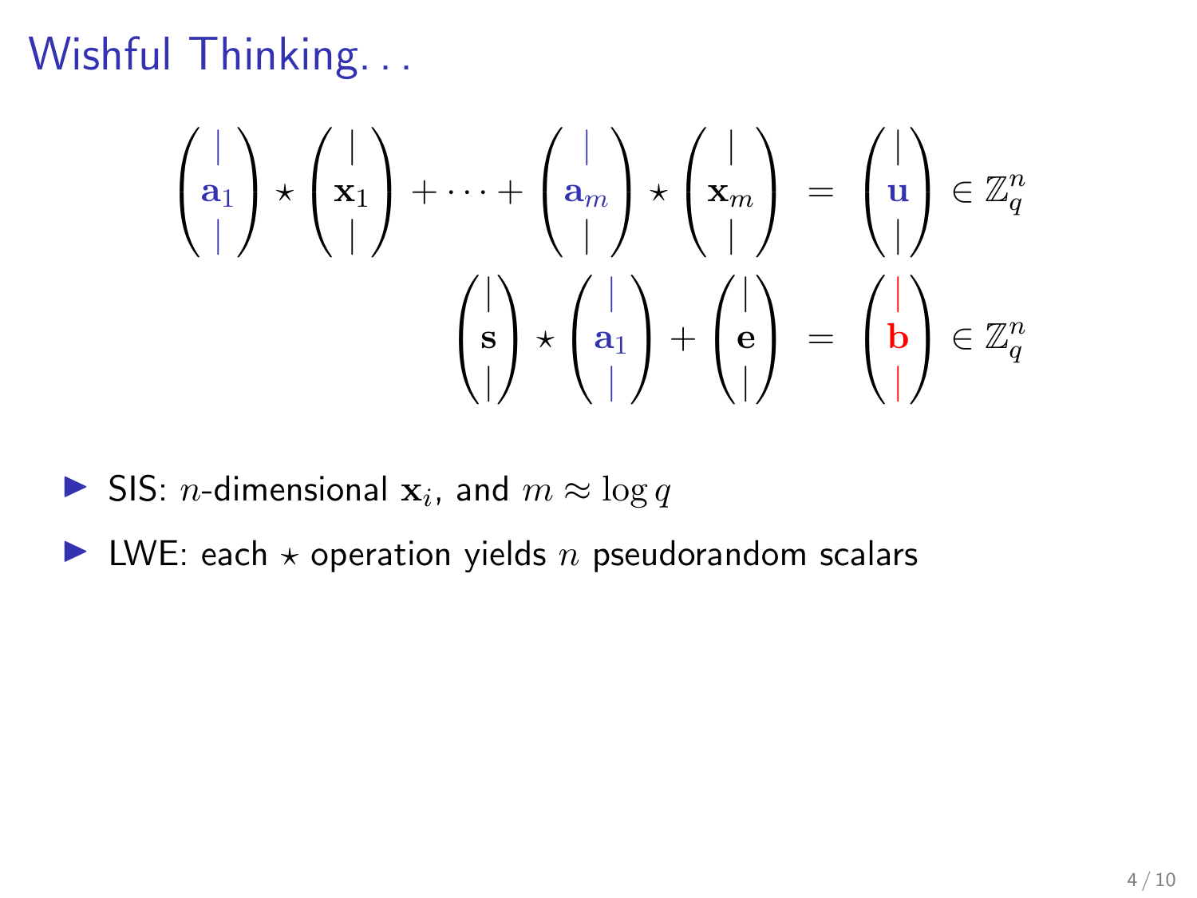# Wishful Thinking...

$$\begin{pmatrix} | \\ \mathbf{a}_1 \\ | \end{pmatrix} \star \begin{pmatrix} | \\ \mathbf{x}_1 \\ | \end{pmatrix} + \cdots + \begin{pmatrix} | \\ \mathbf{a}_m \\ | \end{pmatrix} \star \begin{pmatrix} | \\ \mathbf{x}_m \\ | \end{pmatrix} = \begin{pmatrix} | \\ \mathbf{u} \\ | \end{pmatrix} \in \mathbb{Z}_q^n$$

$$\begin{pmatrix} | \\ \mathbf{s} \\ | \end{pmatrix} \star \begin{pmatrix} | \\ \mathbf{a}_1 \\ | \end{pmatrix} + \begin{pmatrix} | \\ \mathbf{e} \\ | \end{pmatrix} = \begin{pmatrix} | \\ \mathbf{b} \\ | \end{pmatrix} \in \mathbb{Z}_q^n$$

- SIS: $n$-dimensional $\mathbf{x}_i$, and $m \approx \log q$
- LWE: each $\star$ operation yields $n$ pseudorandom scalars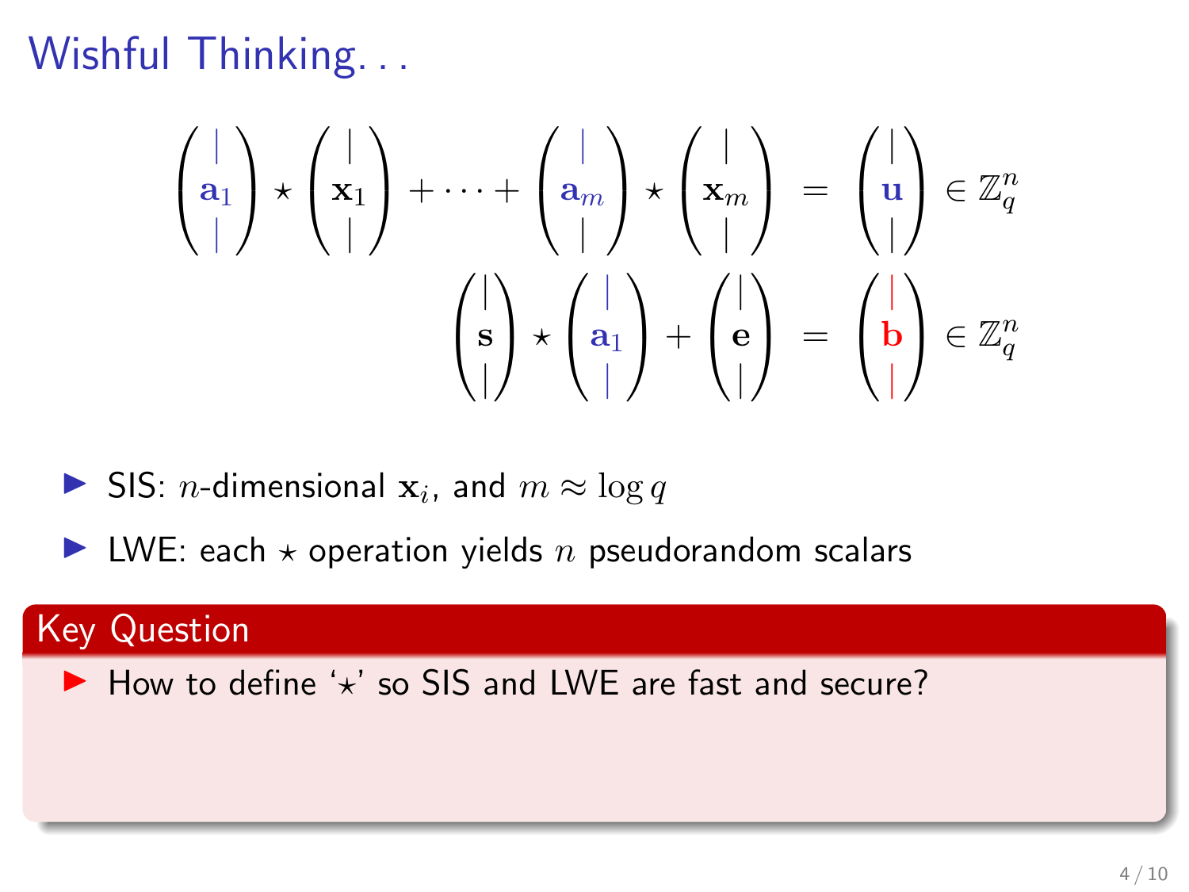# Wishful Thinking...

$$\begin{pmatrix} | \\ \mathbf{a}_1 \\ | \end{pmatrix} \star \begin{pmatrix} | \\ \mathbf{x}_1 \\ | \end{pmatrix} + \cdots + \begin{pmatrix} | \\ \mathbf{a}_m \\ | \end{pmatrix} \star \begin{pmatrix} | \\ \mathbf{x}_m \\ | \end{pmatrix} = \begin{pmatrix} | \\ \mathbf{u} \\ | \end{pmatrix} \in \mathbb{Z}_q^n$$

$$\begin{pmatrix} | \\ \mathbf{s} \\ | \end{pmatrix} \star \begin{pmatrix} | \\ \mathbf{a}_1 \\ | \end{pmatrix} + \begin{pmatrix} | \\ \mathbf{e} \\ | \end{pmatrix} = \begin{pmatrix} | \\ \mathbf{b} \\ | \end{pmatrix} \in \mathbb{Z}_q^n$$

- SIS: $n$-dimensional $\mathbf{x}_i$, and $m \approx \log q$
- LWE: each $\star$ operation yields $n$ pseudorandom scalars

**Key Question**

- How to define '$\star$' so SIS and LWE are fast and secure?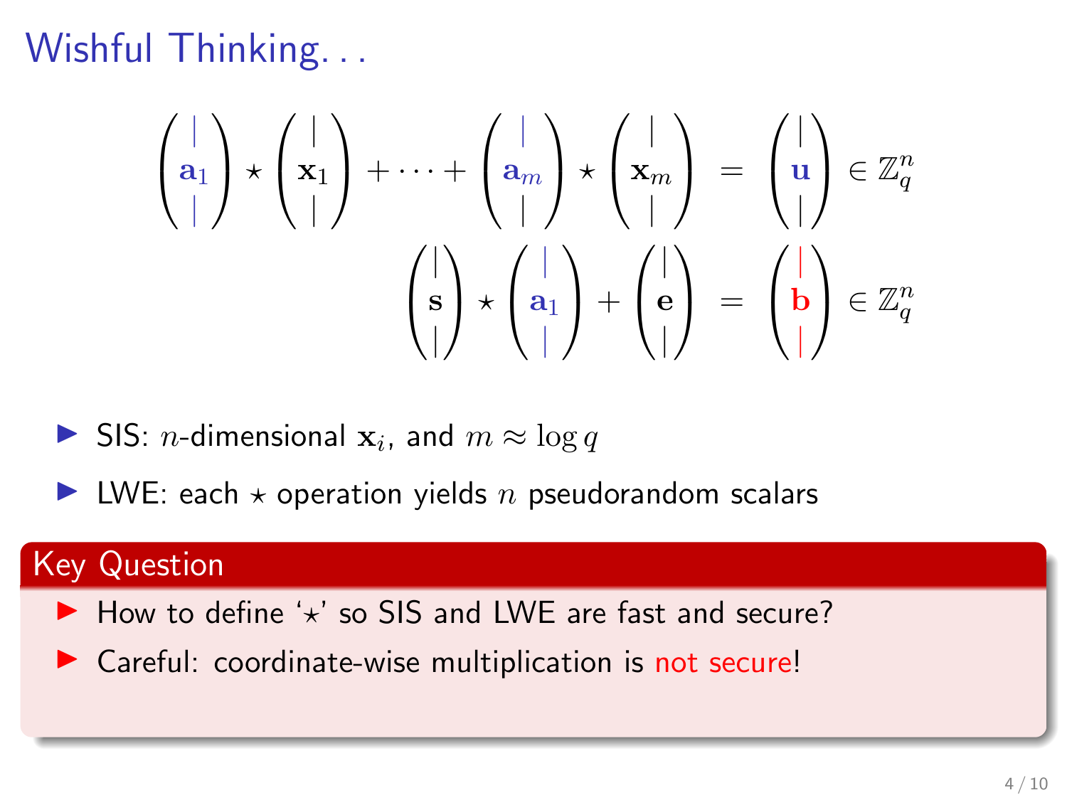# Wishful Thinking...

$$\begin{pmatrix} | \\ \mathbf{a}_1 \\ | \end{pmatrix} \star \begin{pmatrix} | \\ \mathbf{x}_1 \\ | \end{pmatrix} + \cdots + \begin{pmatrix} | \\ \mathbf{a}_m \\ | \end{pmatrix} \star \begin{pmatrix} | \\ \mathbf{x}_m \\ | \end{pmatrix} = \begin{pmatrix} | \\ \mathbf{u} \\ | \end{pmatrix} \in \mathbb{Z}_q^n$$

$$\begin{pmatrix} | \\ \mathbf{s} \\ | \end{pmatrix} \star \begin{pmatrix} | \\ \mathbf{a}_1 \\ | \end{pmatrix} + \begin{pmatrix} | \\ \mathbf{e} \\ | \end{pmatrix} = \begin{pmatrix} | \\ \mathbf{b} \\ | \end{pmatrix} \in \mathbb{Z}_q^n$$

- SIS: $n$-dimensional $\mathbf{x}_i$, and $m \approx \log q$
- LWE: each $\star$ operation yields $n$ pseudorandom scalars

**Key Question**

- How to define '$\star$' so SIS and LWE are fast and secure?
- Careful: coordinate-wise multiplication is not secure!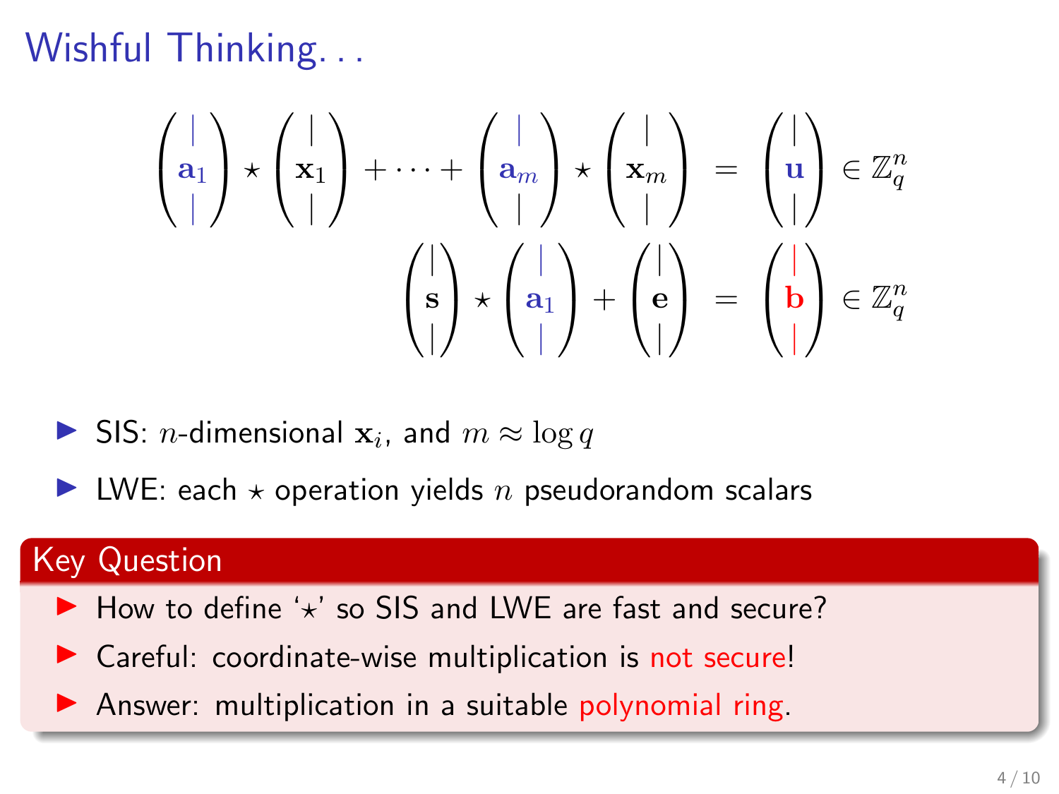# Wishful Thinking...

$$\begin{pmatrix} | \\ \mathbf{a}_1 \\ | \end{pmatrix} \star \begin{pmatrix} | \\ \mathbf{x}_1 \\ | \end{pmatrix} + \cdots + \begin{pmatrix} | \\ \mathbf{a}_m \\ | \end{pmatrix} \star \begin{pmatrix} | \\ \mathbf{x}_m \\ | \end{pmatrix} = \begin{pmatrix} | \\ \mathbf{u} \\ | \end{pmatrix} \in \mathbb{Z}_q^n$$

$$\begin{pmatrix} | \\ \mathbf{s} \\ | \end{pmatrix} \star \begin{pmatrix} | \\ \mathbf{a}_1 \\ | \end{pmatrix} + \begin{pmatrix} | \\ \mathbf{e} \\ | \end{pmatrix} = \begin{pmatrix} | \\ \mathbf{b} \\ | \end{pmatrix} \in \mathbb{Z}_q^n$$

- SIS: $n$-dimensional $\mathbf{x}_i$, and $m \approx \log q$
- LWE: each $\star$ operation yields $n$ pseudorandom scalars

**Key Question**

- How to define '$\star$' so SIS and LWE are fast and secure?
- Careful: coordinate-wise multiplication is not secure!
- Answer: multiplication in a suitable polynomial ring.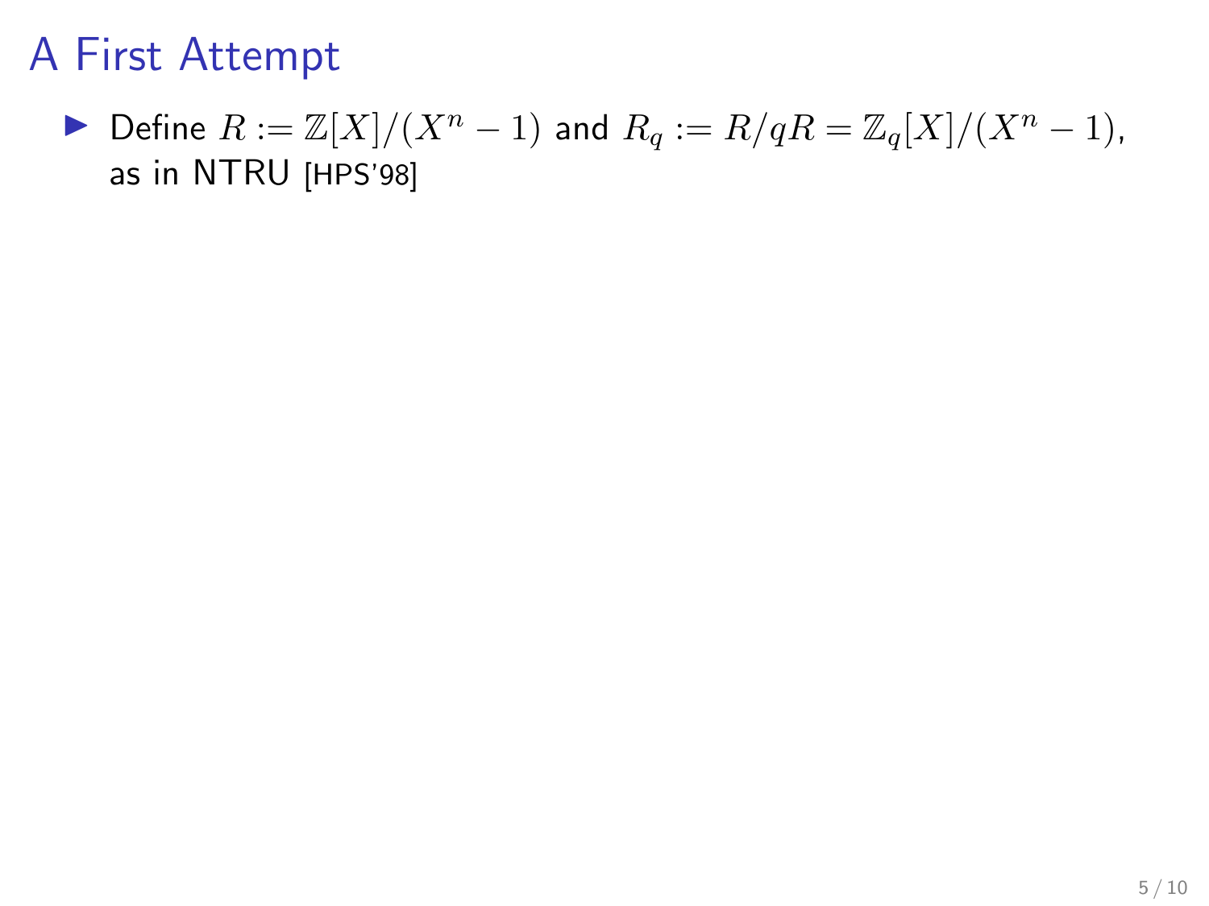# A First Attempt

- Define $R := \mathbb{Z}[X]/(X^n - 1)$ and $R_q := R/qR = \mathbb{Z}_q[X]/(X^n - 1)$, as in NTRU [HPS'98]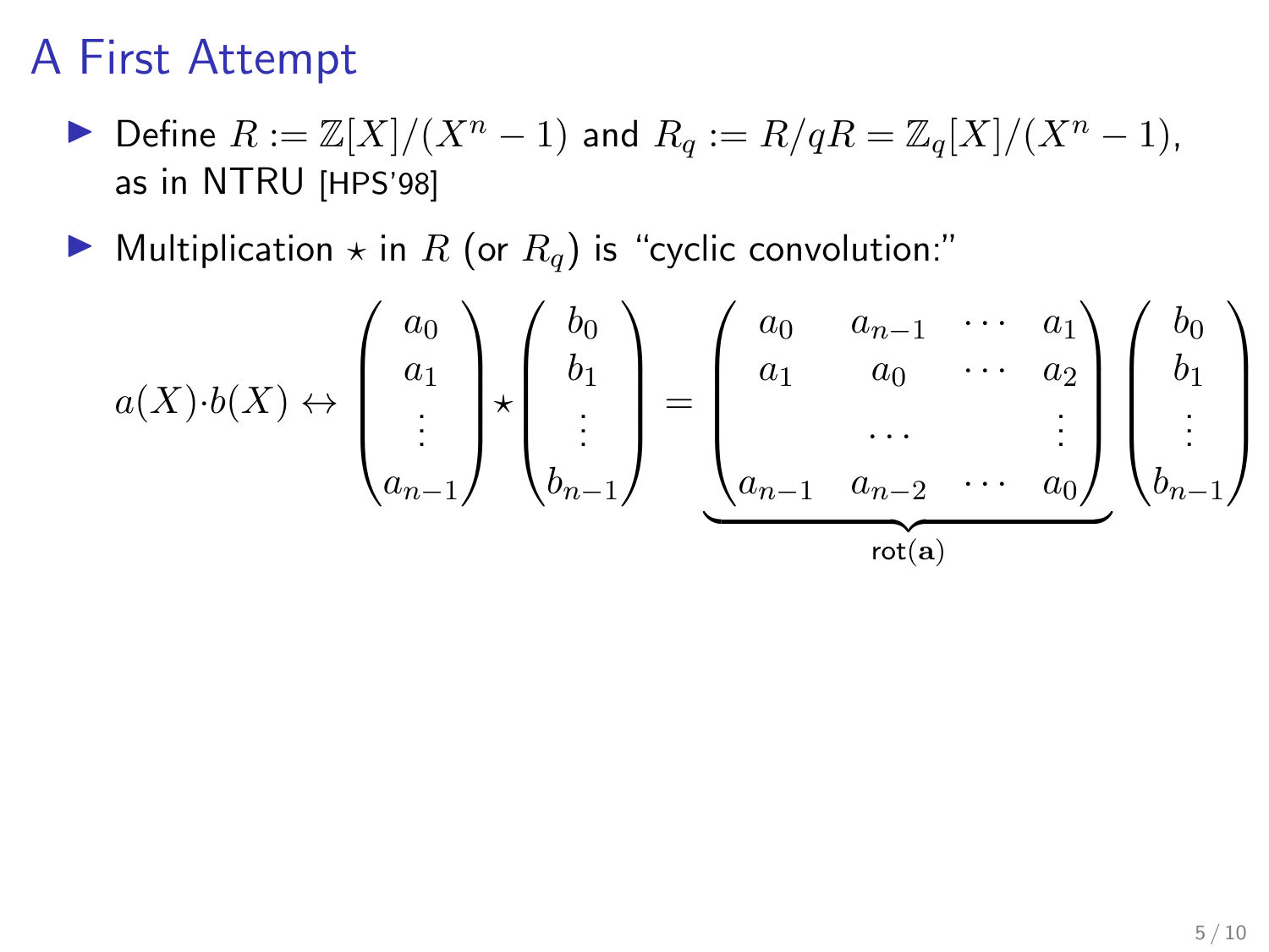# A First Attempt

- Define $R := \mathbb{Z}[X]/(X^n - 1)$ and $R_q := R/qR = \mathbb{Z}_q[X]/(X^n - 1)$, as in NTRU [HPS'98]
- Multiplication $\star$ in $R$ (or $R_q$) is "cyclic convolution:"

$$a(X) \cdot b(X) \leftrightarrow \begin{pmatrix} a_0 \\ a_1 \\ \vdots \\ a_{n-1} \end{pmatrix} \star \begin{pmatrix} b_0 \\ b_1 \\ \vdots \\ b_{n-1} \end{pmatrix} = \underbrace{\begin{pmatrix} a_0 & a_{n-1} & \cdots & a_1 \\ a_1 & a_0 & \cdots & a_2 \\ & \cdots & & \vdots \\ a_{n-1} & a_{n-2} & \cdots & a_0 \end{pmatrix}}_{\mathsf{rot}(\mathbf{a})} \begin{pmatrix} b_0 \\ b_1 \\ \vdots \\ b_{n-1} \end{pmatrix}$$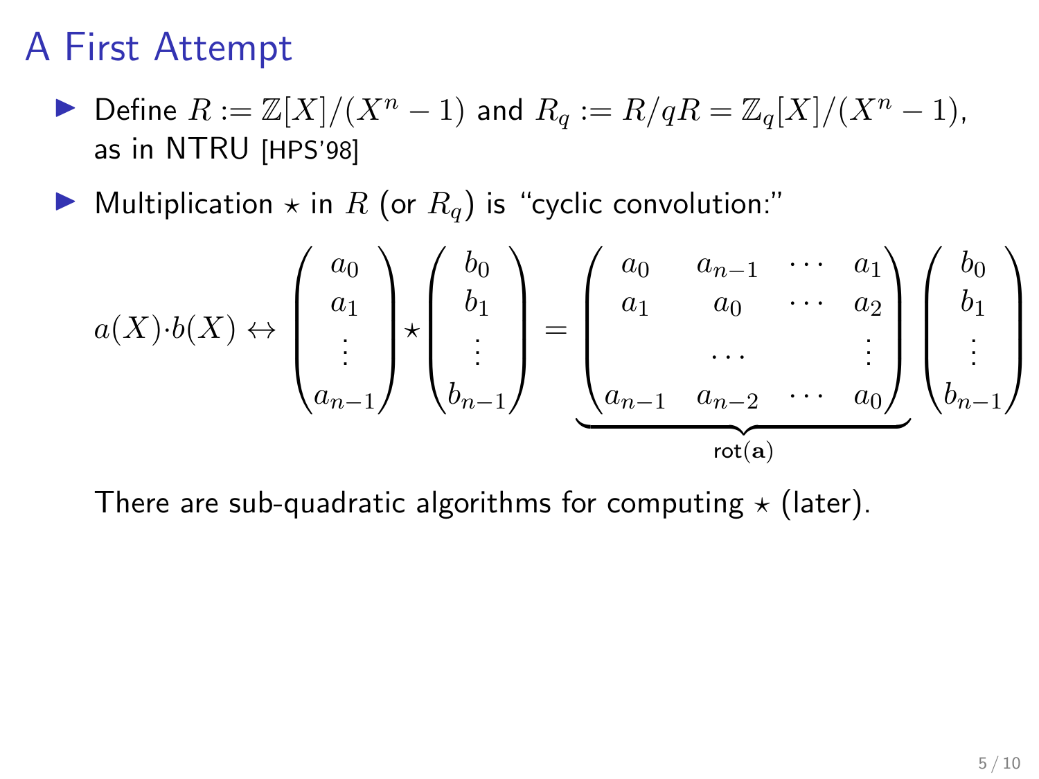# A First Attempt

- Define $R := \mathbb{Z}[X]/(X^n - 1)$ and $R_q := R/qR = \mathbb{Z}_q[X]/(X^n - 1)$, as in NTRU [HPS'98]
- Multiplication $\star$ in $R$ (or $R_q$) is "cyclic convolution:"

$$a(X) \cdot b(X) \leftrightarrow \begin{pmatrix} a_0 \\ a_1 \\ \vdots \\ a_{n-1} \end{pmatrix} \star \begin{pmatrix} b_0 \\ b_1 \\ \vdots \\ b_{n-1} \end{pmatrix} = \underbrace{\begin{pmatrix} a_0 & a_{n-1} & \cdots & a_1 \\ a_1 & a_0 & \cdots & a_2 \\ & \cdots & & \vdots \\ a_{n-1} & a_{n-2} & \cdots & a_0 \end{pmatrix}}_{\mathsf{rot}(\mathbf{a})} \begin{pmatrix} b_0 \\ b_1 \\ \vdots \\ b_{n-1} \end{pmatrix}$$

There are sub-quadratic algorithms for computing $\star$ (later).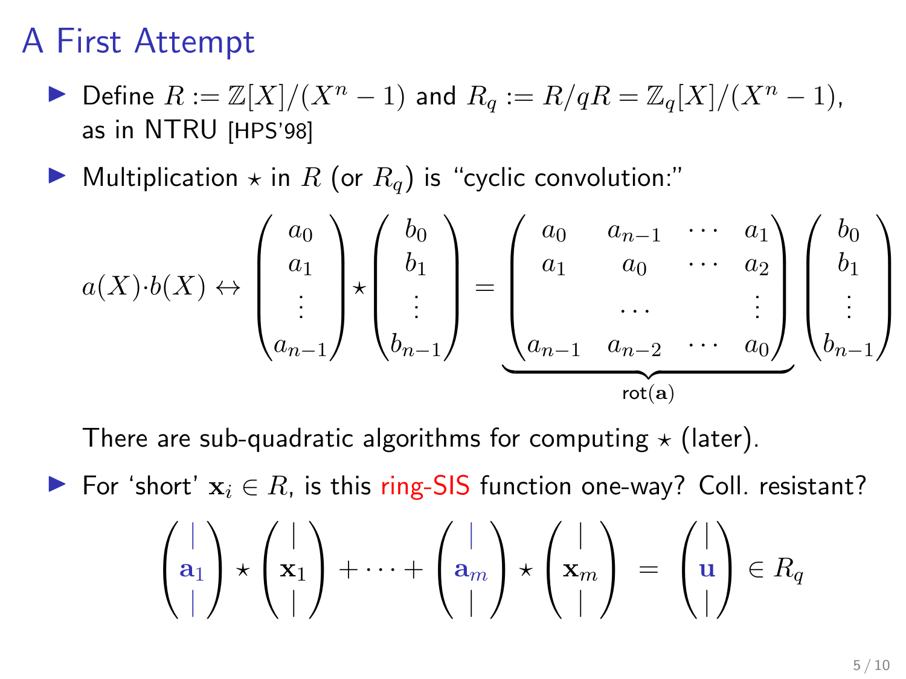# A First Attempt

- Define $R := \mathbb{Z}[X]/(X^n - 1)$ and $R_q := R/qR = \mathbb{Z}_q[X]/(X^n - 1)$, as in NTRU [HPS'98]

- Multiplication $\star$ in $R$ (or $R_q$) is "cyclic convolution:"

$$a(X) \cdot b(X) \leftrightarrow \begin{pmatrix} a_0 \\ a_1 \\ \vdots \\ a_{n-1} \end{pmatrix} \star \begin{pmatrix} b_0 \\ b_1 \\ \vdots \\ b_{n-1} \end{pmatrix} = \underbrace{\begin{pmatrix} a_0 & a_{n-1} & \cdots & a_1 \\ a_1 & a_0 & \cdots & a_2 \\ & \cdots & & \vdots \\ a_{n-1} & a_{n-2} & \cdots & a_0 \end{pmatrix}}_{\mathsf{rot}(\mathbf{a})} \begin{pmatrix} b_0 \\ b_1 \\ \vdots \\ b_{n-1} \end{pmatrix}$$

  There are sub-quadratic algorithms for computing $\star$ (later).

- For 'short' $\mathbf{x}_i \in R$, is this ring-SIS function one-way? Coll. resistant?

$$\begin{pmatrix} | \\ \mathbf{a}_1 \\ | \end{pmatrix} \star \begin{pmatrix} | \\ \mathbf{x}_1 \\ | \end{pmatrix} + \cdots + \begin{pmatrix} | \\ \mathbf{a}_m \\ | \end{pmatrix} \star \begin{pmatrix} | \\ \mathbf{x}_m \\ | \end{pmatrix} = \begin{pmatrix} | \\ \mathbf{u} \\ | \end{pmatrix} \in R_q$$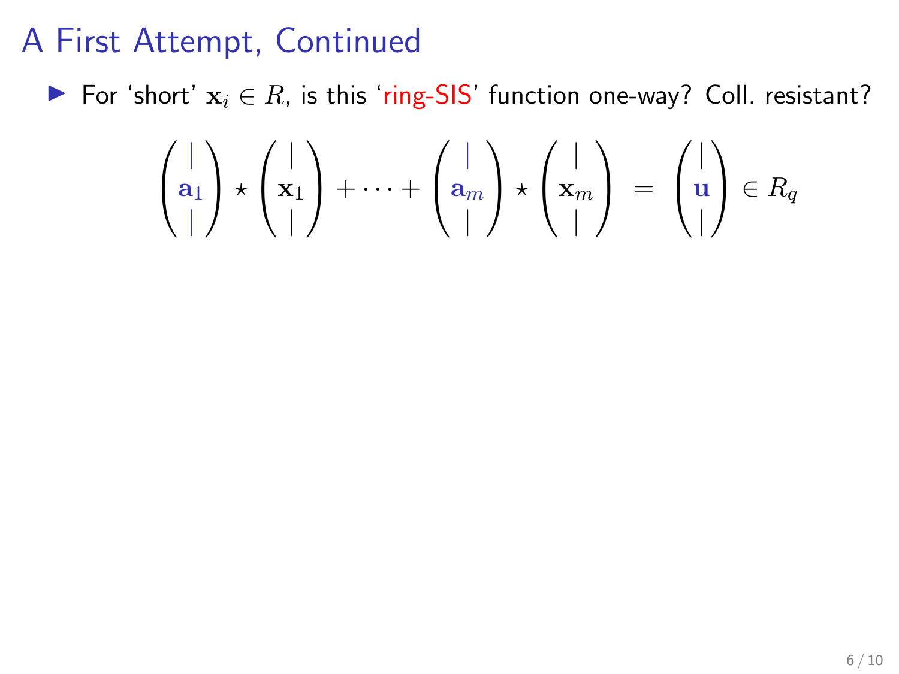# A First Attempt, Continued

- For 'short' $\mathbf{x}_i \in R$, is this 'ring-SIS' function one-way? Coll. resistant?

$$\begin{pmatrix} | \\ \mathbf{a}_1 \\ | \end{pmatrix} \star \begin{pmatrix} | \\ \mathbf{x}_1 \\ | \end{pmatrix} + \cdots + \begin{pmatrix} | \\ \mathbf{a}_m \\ | \end{pmatrix} \star \begin{pmatrix} | \\ \mathbf{x}_m \\ | \end{pmatrix} \ = \ \begin{pmatrix} | \\ \mathbf{u} \\ | \end{pmatrix} \in R_q$$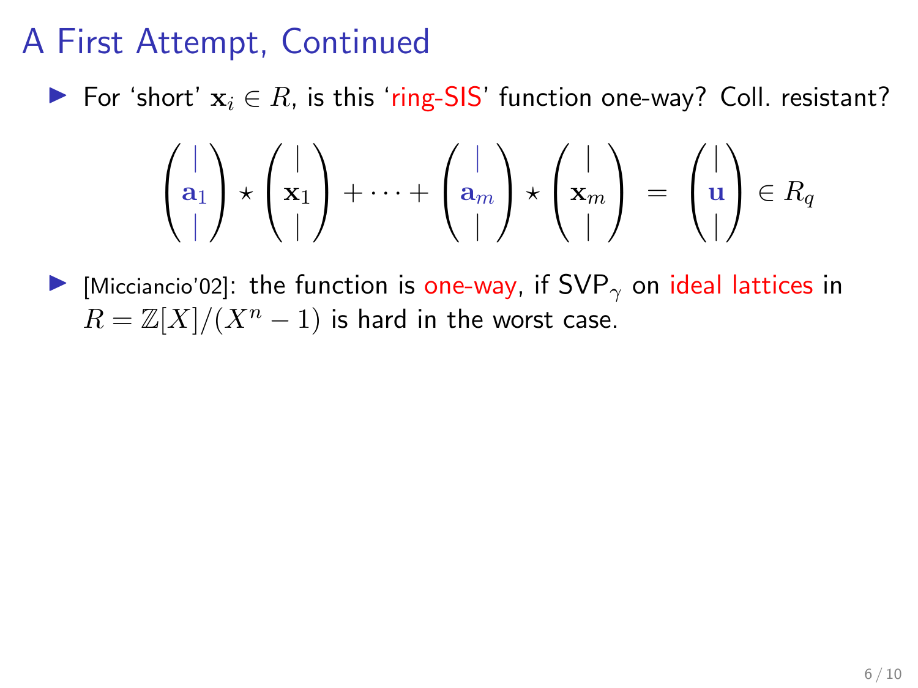# A First Attempt, Continued

- For 'short' $\mathbf{x}_i \in R$, is this 'ring-SIS' function one-way? Coll. resistant?

$$\begin{pmatrix} | \\ \mathbf{a}_1 \\ | \end{pmatrix} \star \begin{pmatrix} | \\ \mathbf{x}_1 \\ | \end{pmatrix} + \cdots + \begin{pmatrix} | \\ \mathbf{a}_m \\ | \end{pmatrix} \star \begin{pmatrix} | \\ \mathbf{x}_m \\ | \end{pmatrix} = \begin{pmatrix} | \\ \mathbf{u} \\ | \end{pmatrix} \in R_q$$

- [Micciancio'02]: the function is one-way, if $\mathsf{SVP}_\gamma$ on ideal lattices in $R = \mathbb{Z}[X]/(X^n - 1)$ is hard in the worst case.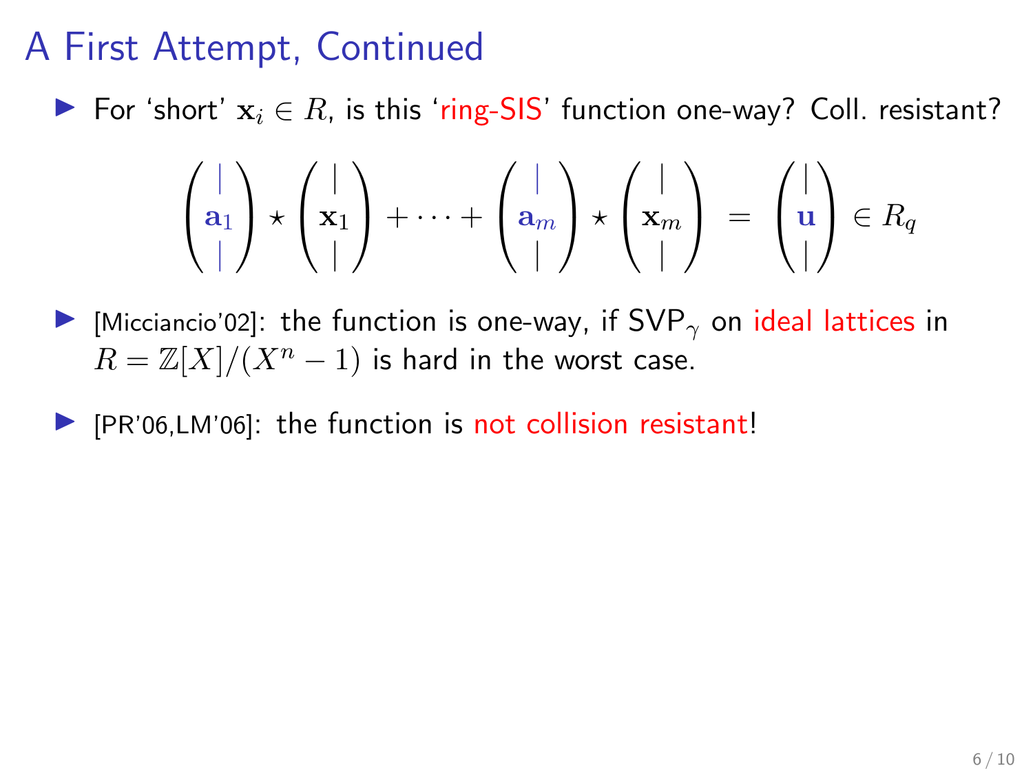# A First Attempt, Continued

- For 'short' $\mathbf{x}_i \in R$, is this 'ring-SIS' function one-way? Coll. resistant?

$$\begin{pmatrix} | \\ \mathbf{a}_1 \\ | \end{pmatrix} \star \begin{pmatrix} | \\ \mathbf{x}_1 \\ | \end{pmatrix} + \cdots + \begin{pmatrix} | \\ \mathbf{a}_m \\ | \end{pmatrix} \star \begin{pmatrix} | \\ \mathbf{x}_m \\ | \end{pmatrix} = \begin{pmatrix} | \\ \mathbf{u} \\ | \end{pmatrix} \in R_q$$

- [Micciancio'02]: the function is one-way, if $\mathsf{SVP}_\gamma$ on ideal lattices in $R = \mathbb{Z}[X]/(X^n - 1)$ is hard in the worst case.

- [PR'06,LM'06]: the function is not collision resistant!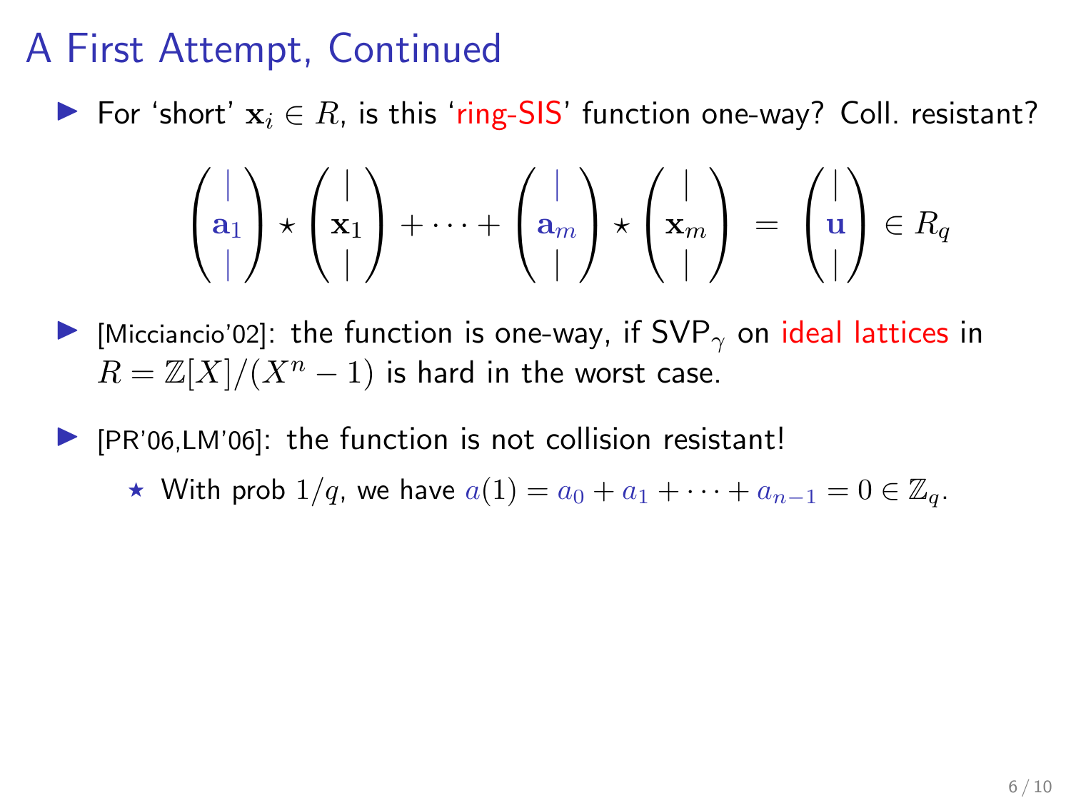# A First Attempt, Continued

- For 'short' $\mathbf{x}_i \in R$, is this 'ring-SIS' function one-way? Coll. resistant?

$$\begin{pmatrix} | \\ \mathbf{a}_1 \\ | \end{pmatrix} \star \begin{pmatrix} | \\ \mathbf{x}_1 \\ | \end{pmatrix} + \cdots + \begin{pmatrix} | \\ \mathbf{a}_m \\ | \end{pmatrix} \star \begin{pmatrix} | \\ \mathbf{x}_m \\ | \end{pmatrix} = \begin{pmatrix} | \\ \mathbf{u} \\ | \end{pmatrix} \in R_q$$

- [Micciancio'02]: the function is one-way, if $\mathsf{SVP}_\gamma$ on ideal lattices in $R = \mathbb{Z}[X]/(X^n - 1)$ is hard in the worst case.

- [PR'06,LM'06]: the function is not collision resistant!
  - ⋆ With prob $1/q$, we have $a(1) = a_0 + a_1 + \cdots + a_{n-1} = 0 \in \mathbb{Z}_q$.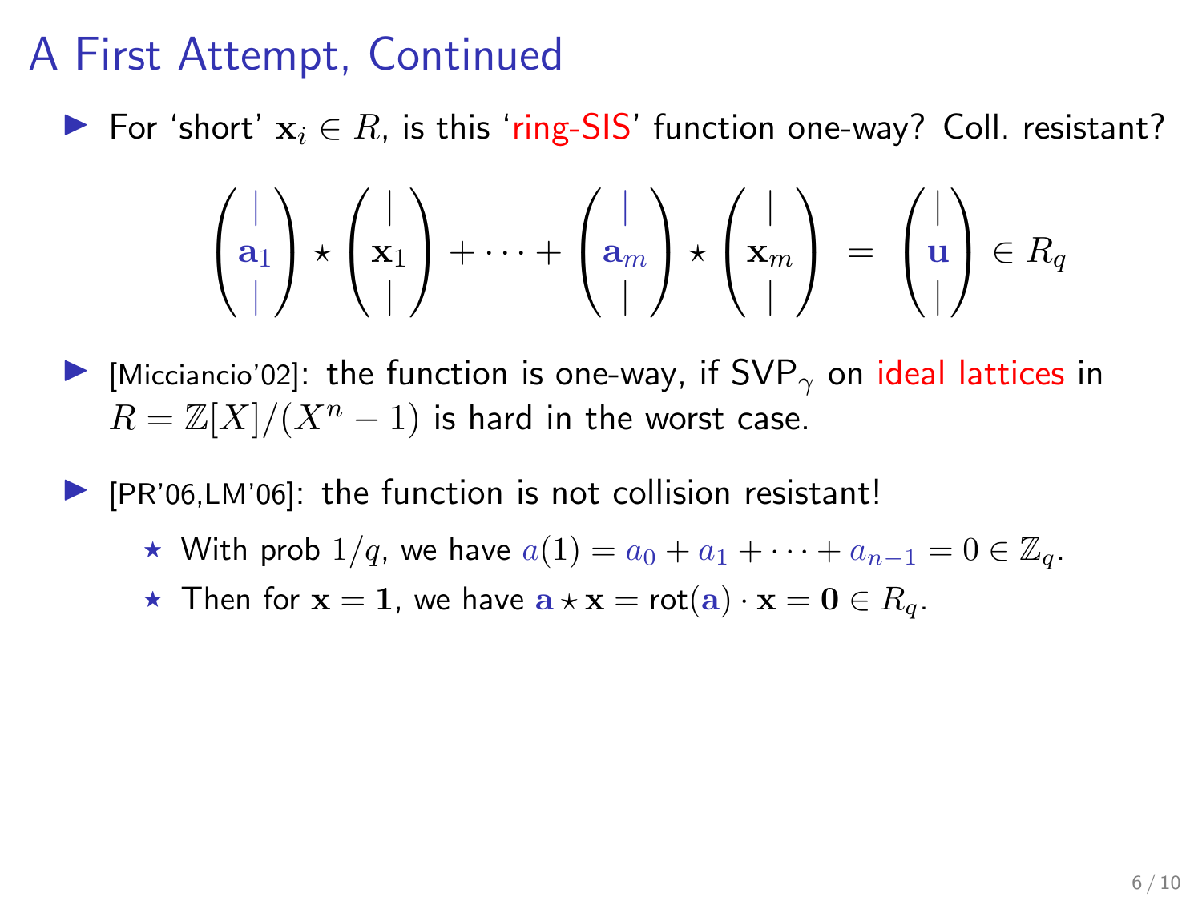# A First Attempt, Continued

- For 'short' $\mathbf{x}_i \in R$, is this 'ring-SIS' function one-way? Coll. resistant?

$$\begin{pmatrix} | \\ \mathbf{a}_1 \\ | \end{pmatrix} \star \begin{pmatrix} | \\ \mathbf{x}_1 \\ | \end{pmatrix} + \cdots + \begin{pmatrix} | \\ \mathbf{a}_m \\ | \end{pmatrix} \star \begin{pmatrix} | \\ \mathbf{x}_m \\ | \end{pmatrix} = \begin{pmatrix} | \\ \mathbf{u} \\ | \end{pmatrix} \in R_q$$

- [Micciancio'02]: the function is one-way, if $\mathsf{SVP}_\gamma$ on ideal lattices in $R = \mathbb{Z}[X]/(X^n - 1)$ is hard in the worst case.

- [PR'06,LM'06]: the function is not collision resistant!
  - ⋆ With prob $1/q$, we have $a(1) = a_0 + a_1 + \cdots + a_{n-1} = 0 \in \mathbb{Z}_q$.
  - ⋆ Then for $\mathbf{x} = \mathbf{1}$, we have $\mathbf{a} \star \mathbf{x} = \mathsf{rot}(\mathbf{a}) \cdot \mathbf{x} = \mathbf{0} \in R_q$.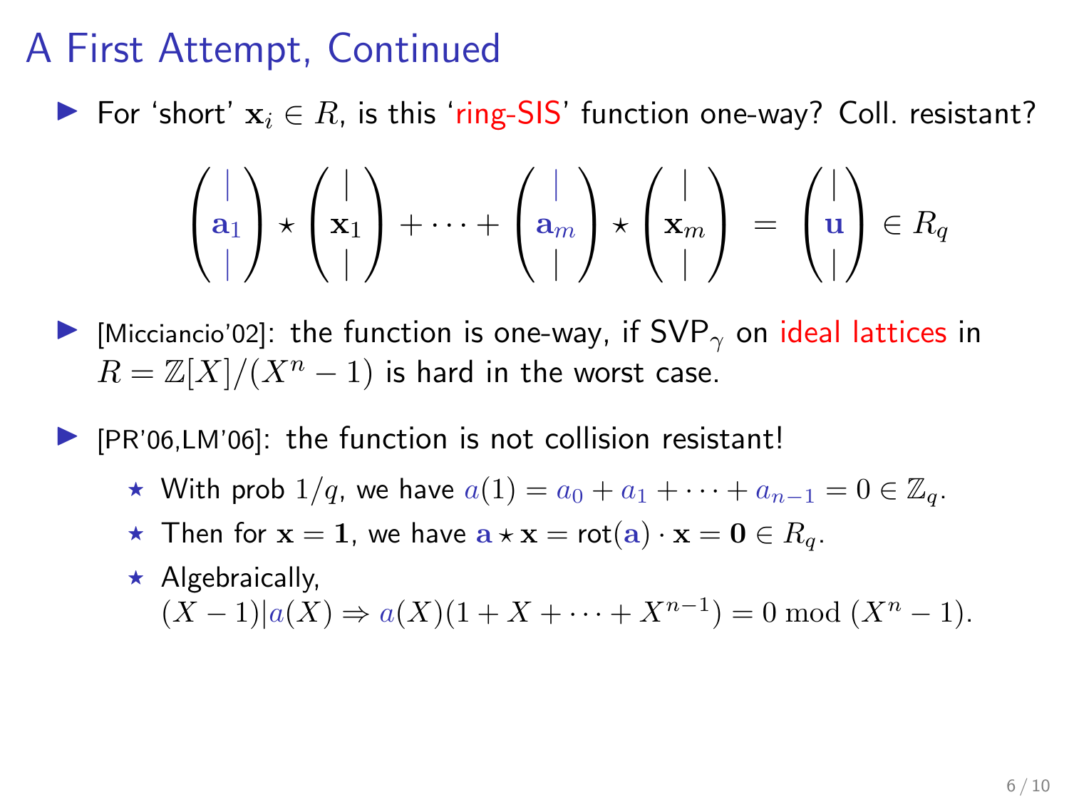# A First Attempt, Continued

- For 'short' $\mathbf{x}_i \in R$, is this 'ring-SIS' function one-way? Coll. resistant?

$$\begin{pmatrix} | \\ \mathbf{a}_1 \\ | \end{pmatrix} \star \begin{pmatrix} | \\ \mathbf{x}_1 \\ | \end{pmatrix} + \cdots + \begin{pmatrix} | \\ \mathbf{a}_m \\ | \end{pmatrix} \star \begin{pmatrix} | \\ \mathbf{x}_m \\ | \end{pmatrix} = \begin{pmatrix} | \\ \mathbf{u} \\ | \end{pmatrix} \in R_q$$

- [Micciancio'02]: the function is one-way, if $\mathsf{SVP}_\gamma$ on ideal lattices in $R = \mathbb{Z}[X]/(X^n - 1)$ is hard in the worst case.

- [PR'06,LM'06]: the function is not collision resistant!
  - ⋆ With prob $1/q$, we have $a(1) = a_0 + a_1 + \cdots + a_{n-1} = 0 \in \mathbb{Z}_q$.
  - ⋆ Then for $\mathbf{x} = \mathbf{1}$, we have $\mathbf{a} \star \mathbf{x} = \mathsf{rot}(\mathbf{a}) \cdot \mathbf{x} = \mathbf{0} \in R_q$.
  - ⋆ Algebraically, $(X - 1) | a(X) \Rightarrow a(X)(1 + X + \cdots + X^{n-1}) = 0 \bmod (X^n - 1)$.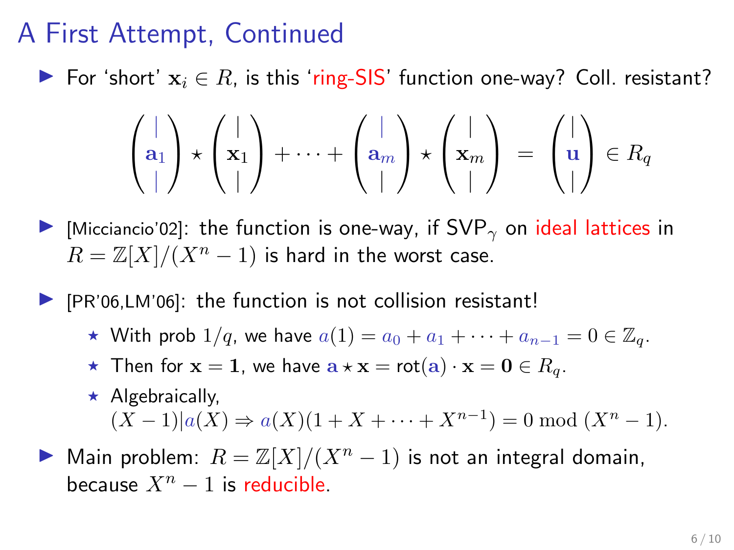# A First Attempt, Continued

- For 'short' $\mathbf{x}_i \in R$, is this 'ring-SIS' function one-way? Coll. resistant?

$$\begin{pmatrix} | \\ \mathbf{a}_1 \\ | \end{pmatrix} \star \begin{pmatrix} | \\ \mathbf{x}_1 \\ | \end{pmatrix} + \cdots + \begin{pmatrix} | \\ \mathbf{a}_m \\ | \end{pmatrix} \star \begin{pmatrix} | \\ \mathbf{x}_m \\ | \end{pmatrix} = \begin{pmatrix} | \\ \mathbf{u} \\ | \end{pmatrix} \in R_q$$

- [Micciancio'02]: the function is one-way, if $\mathsf{SVP}_\gamma$ on ideal lattices in $R = \mathbb{Z}[X]/(X^n - 1)$ is hard in the worst case.

- [PR'06,LM'06]: the function is not collision resistant!
  - With prob $1/q$, we have $a(1) = a_0 + a_1 + \cdots + a_{n-1} = 0 \in \mathbb{Z}_q$.
  - Then for $\mathbf{x} = \mathbf{1}$, we have $\mathbf{a} \star \mathbf{x} = \mathsf{rot}(\mathbf{a}) \cdot \mathbf{x} = \mathbf{0} \in R_q$.
  - Algebraically, $(X - 1) | a(X) \Rightarrow a(X)(1 + X + \cdots + X^{n-1}) = 0 \bmod (X^n - 1)$.

- Main problem: $R = \mathbb{Z}[X]/(X^n - 1)$ is not an integral domain, because $X^n - 1$ is reducible.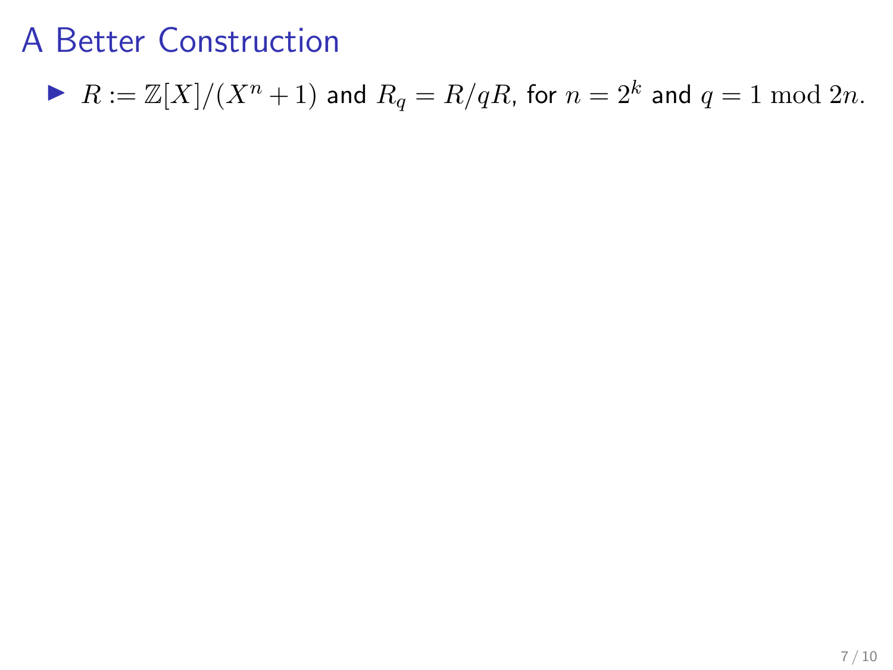# A Better Construction

- $R := \mathbb{Z}[X]/(X^n + 1)$ and $R_q = R/qR$, for $n = 2^k$ and $q = 1 \bmod 2n$.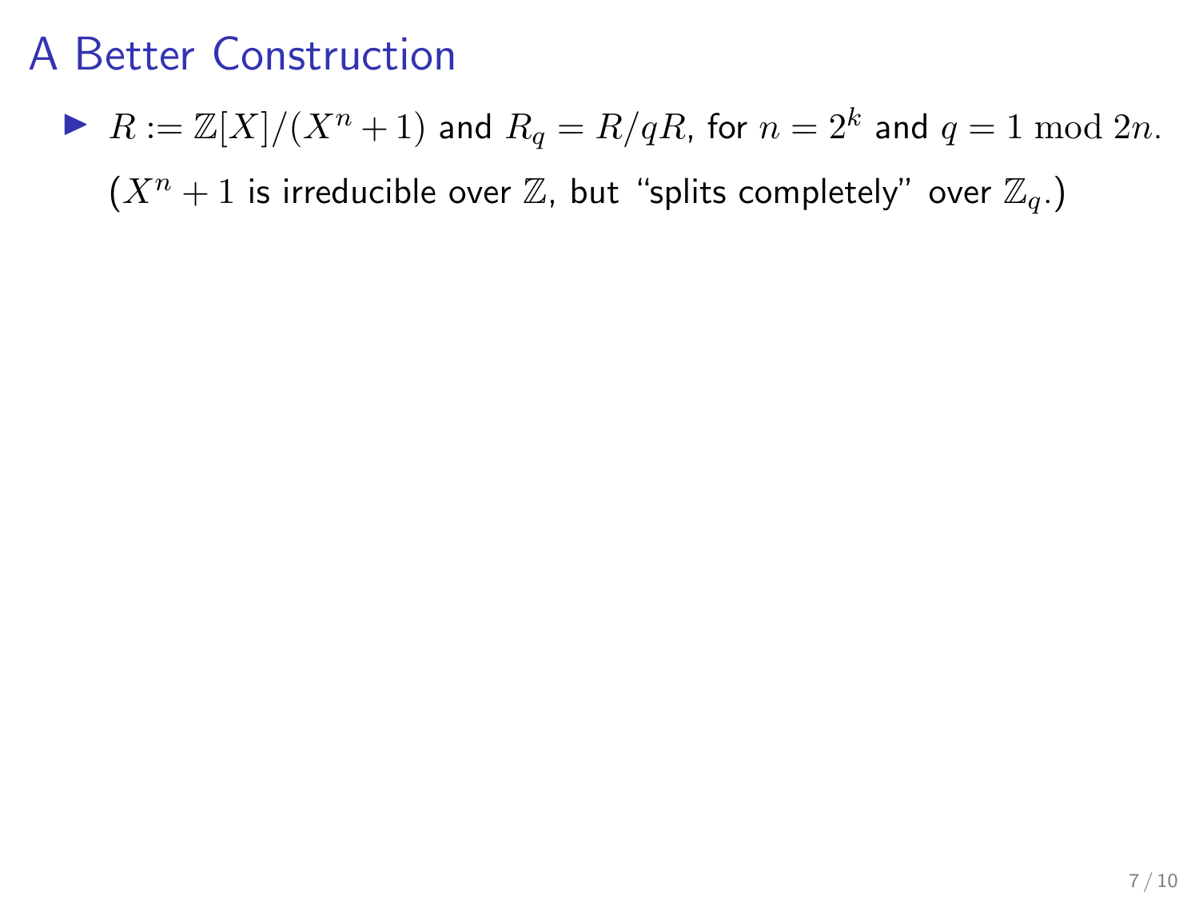# A Better Construction

- $R := \mathbb{Z}[X]/(X^n + 1)$ and $R_q = R/qR$, for $n = 2^k$ and $q = 1 \bmod 2n$.

  ($X^n + 1$ is irreducible over $\mathbb{Z}$, but "splits completely" over $\mathbb{Z}_q$.)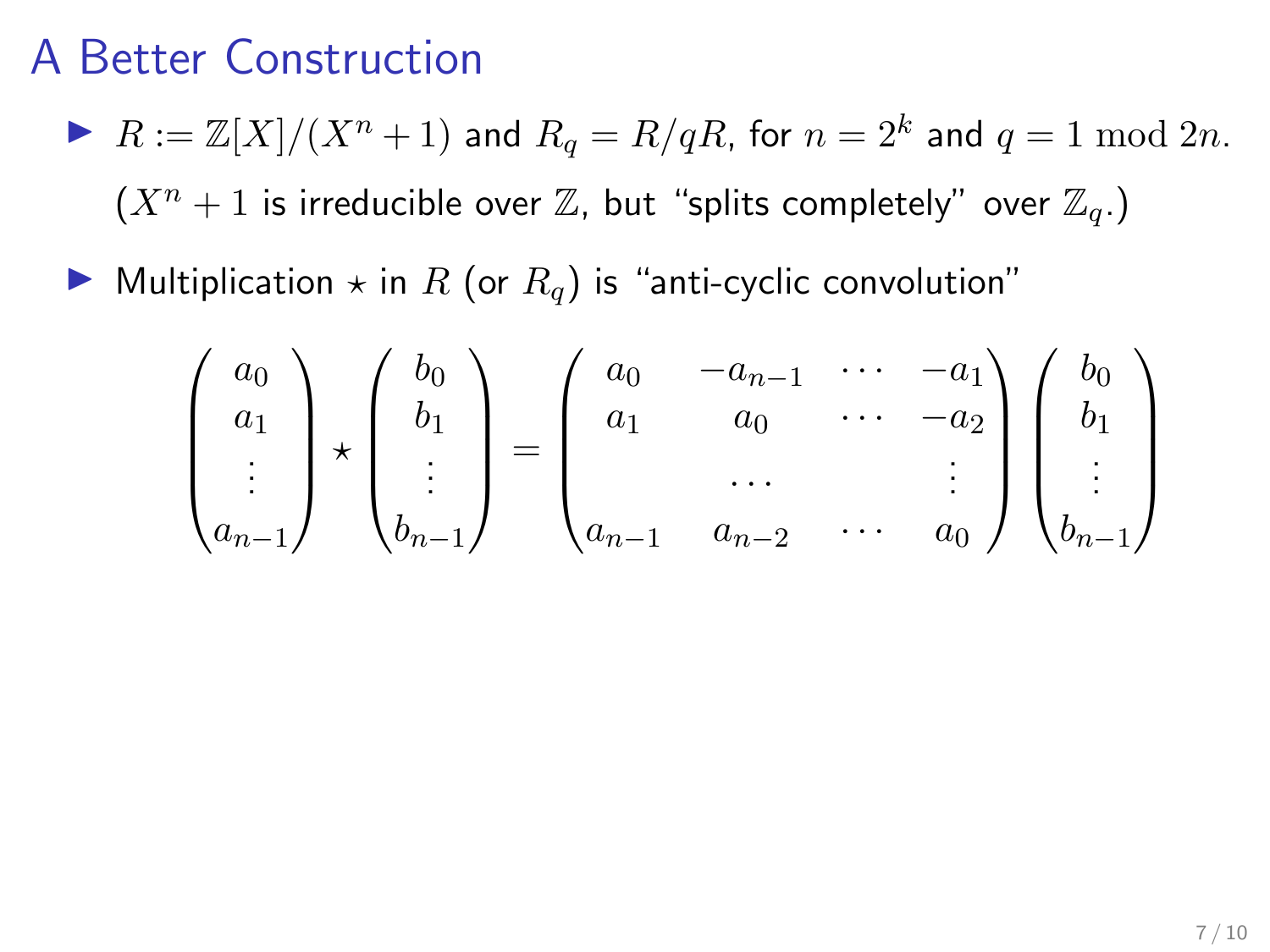# A Better Construction

- $R := \mathbb{Z}[X]/(X^n + 1)$ and $R_q = R/qR$, for $n = 2^k$ and $q = 1 \bmod 2n$.

  ($X^n + 1$ is irreducible over $\mathbb{Z}$, but "splits completely" over $\mathbb{Z}_q$.)

- Multiplication $\star$ in $R$ (or $R_q$) is "anti-cyclic convolution"

$$
\begin{pmatrix} a_0 \\ a_1 \\ \vdots \\ a_{n-1} \end{pmatrix} \star \begin{pmatrix} b_0 \\ b_1 \\ \vdots \\ b_{n-1} \end{pmatrix} = \begin{pmatrix} a_0 & -a_{n-1} & \cdots & -a_1 \\ a_1 & a_0 & \cdots & -a_2 \\ & \cdots & & \vdots \\ a_{n-1} & a_{n-2} & \cdots & a_0 \end{pmatrix} \begin{pmatrix} b_0 \\ b_1 \\ \vdots \\ b_{n-1} \end{pmatrix}
$$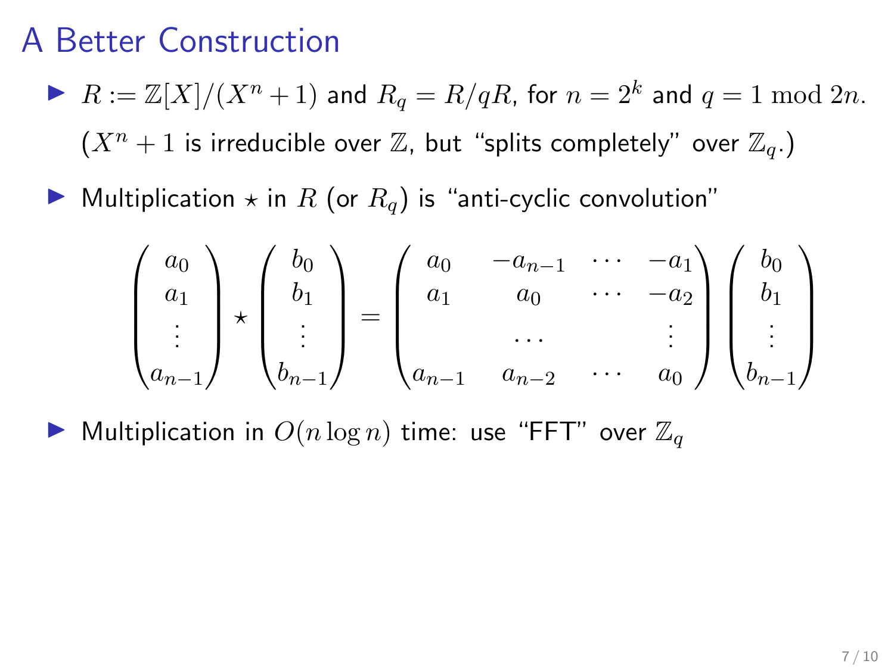# A Better Construction

- $R := \mathbb{Z}[X]/(X^n + 1)$ and $R_q = R/qR$, for $n = 2^k$ and $q = 1 \bmod 2n$.

  ($X^n + 1$ is irreducible over $\mathbb{Z}$, but "splits completely" over $\mathbb{Z}_q$.)

- Multiplication $\star$ in $R$ (or $R_q$) is "anti-cyclic convolution"

$$
\begin{pmatrix} a_0 \\ a_1 \\ \vdots \\ a_{n-1} \end{pmatrix} \star \begin{pmatrix} b_0 \\ b_1 \\ \vdots \\ b_{n-1} \end{pmatrix} = \begin{pmatrix} a_0 & -a_{n-1} & \cdots & -a_1 \\ a_1 & a_0 & \cdots & -a_2 \\ & \cdots & & \vdots \\ a_{n-1} & a_{n-2} & \cdots & a_0 \end{pmatrix} \begin{pmatrix} b_0 \\ b_1 \\ \vdots \\ b_{n-1} \end{pmatrix}
$$

- Multiplication in $O(n \log n)$ time: use "FFT" over $\mathbb{Z}_q$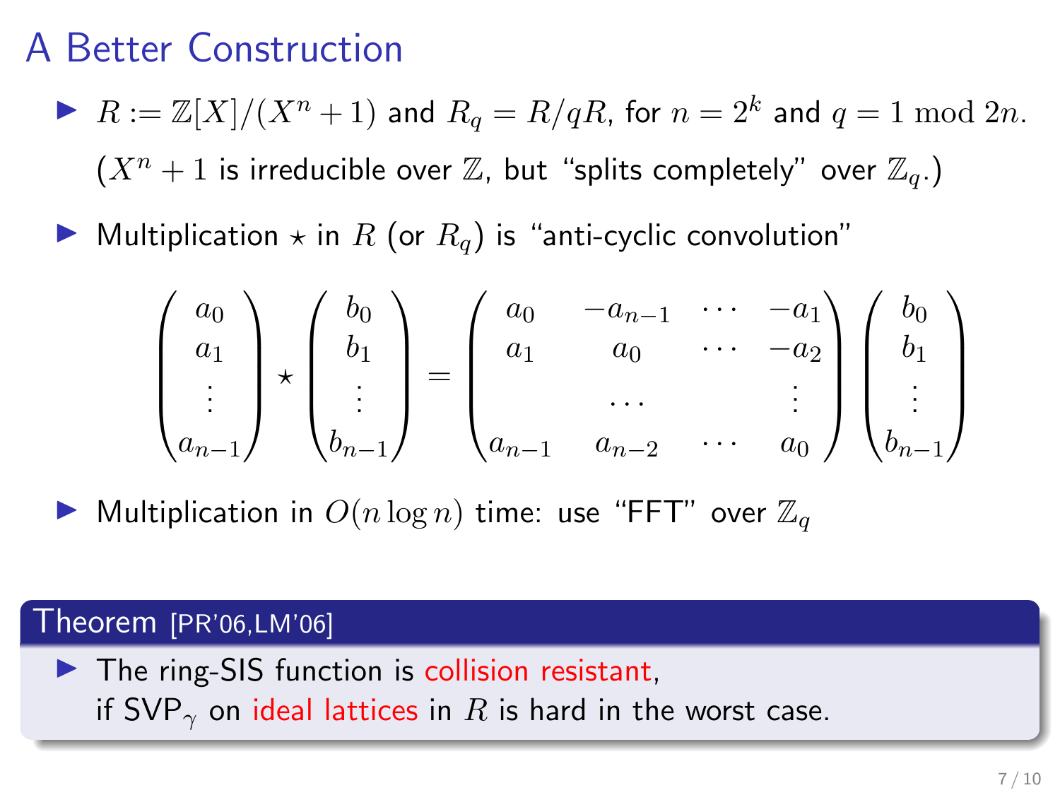# A Better Construction

- $R := \mathbb{Z}[X]/(X^n + 1)$ and $R_q = R/qR$, for $n = 2^k$ and $q = 1 \bmod 2n$.

  ($X^n + 1$ is irreducible over $\mathbb{Z}$, but "splits completely" over $\mathbb{Z}_q$.)

- Multiplication $\star$ in $R$ (or $R_q$) is "anti-cyclic convolution"

$$\begin{pmatrix} a_0 \\ a_1 \\ \vdots \\ a_{n-1} \end{pmatrix} \star \begin{pmatrix} b_0 \\ b_1 \\ \vdots \\ b_{n-1} \end{pmatrix} = \begin{pmatrix} a_0 & -a_{n-1} & \cdots & -a_1 \\ a_1 & a_0 & \cdots & -a_2 \\ & \cdots & & \vdots \\ a_{n-1} & a_{n-2} & \cdots & a_0 \end{pmatrix} \begin{pmatrix} b_0 \\ b_1 \\ \vdots \\ b_{n-1} \end{pmatrix}$$

- Multiplication in $O(n \log n)$ time: use "FFT" over $\mathbb{Z}_q$

**Theorem** [PR'06,LM'06]

- The ring-SIS function is collision resistant, if $\mathsf{SVP}_\gamma$ on ideal lattices in $R$ is hard in the worst case.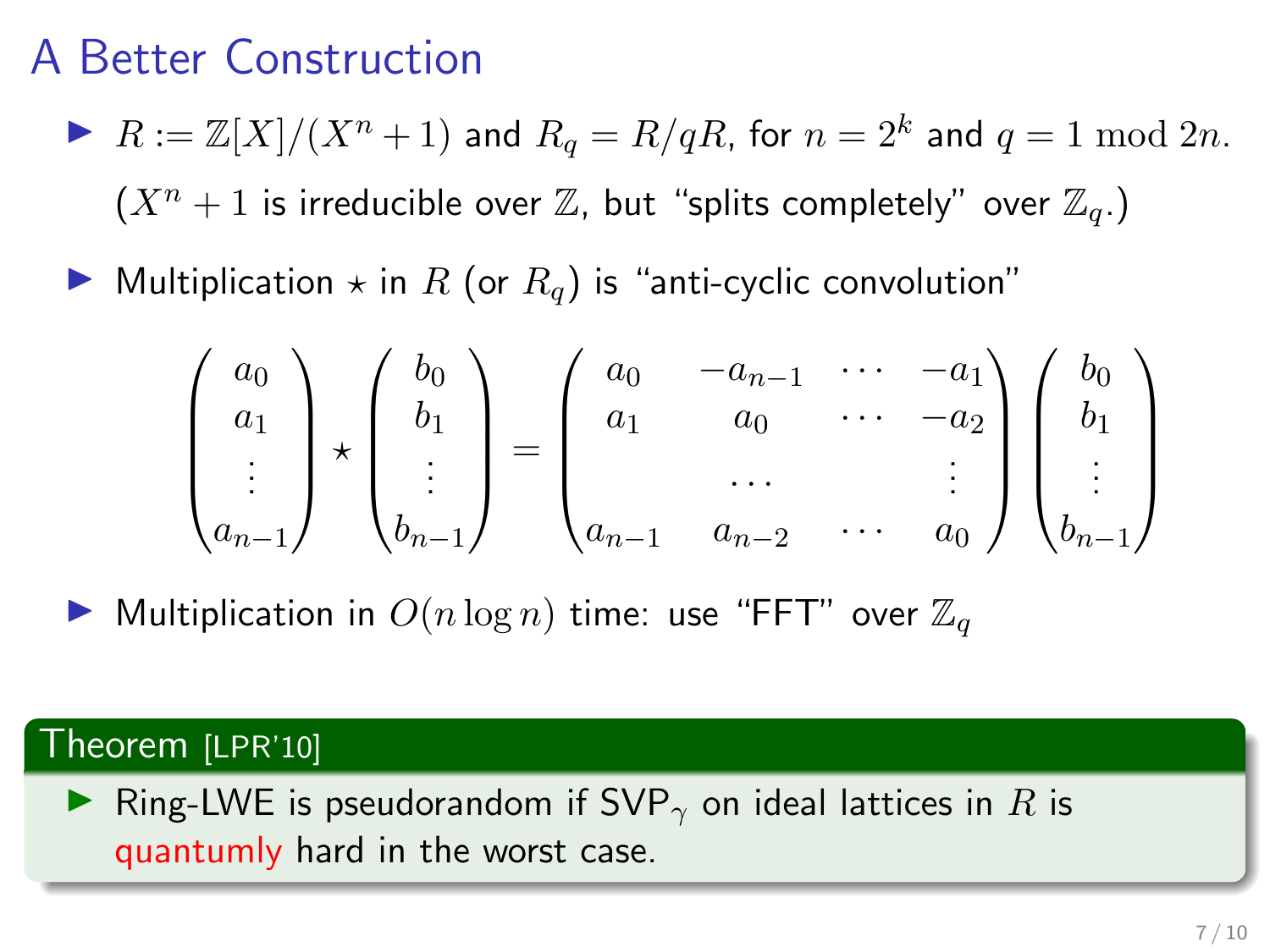# A Better Construction

- $R := \mathbb{Z}[X]/(X^n + 1)$ and $R_q = R/qR$, for $n = 2^k$ and $q = 1 \bmod 2n$.

  ($X^n + 1$ is irreducible over $\mathbb{Z}$, but "splits completely" over $\mathbb{Z}_q$.)

- Multiplication $\star$ in $R$ (or $R_q$) is "anti-cyclic convolution"

$$\begin{pmatrix} a_0 \\ a_1 \\ \vdots \\ a_{n-1} \end{pmatrix} \star \begin{pmatrix} b_0 \\ b_1 \\ \vdots \\ b_{n-1} \end{pmatrix} = \begin{pmatrix} a_0 & -a_{n-1} & \cdots & -a_1 \\ a_1 & a_0 & \cdots & -a_2 \\ & \cdots & & \vdots \\ a_{n-1} & a_{n-2} & \cdots & a_0 \end{pmatrix} \begin{pmatrix} b_0 \\ b_1 \\ \vdots \\ b_{n-1} \end{pmatrix}$$

- Multiplication in $O(n \log n)$ time: use "FFT" over $\mathbb{Z}_q$

**Theorem** [LPR'10]

- Ring-LWE is pseudorandom if $\mathsf{SVP}_\gamma$ on ideal lattices in $R$ is quantumly hard in the worst case.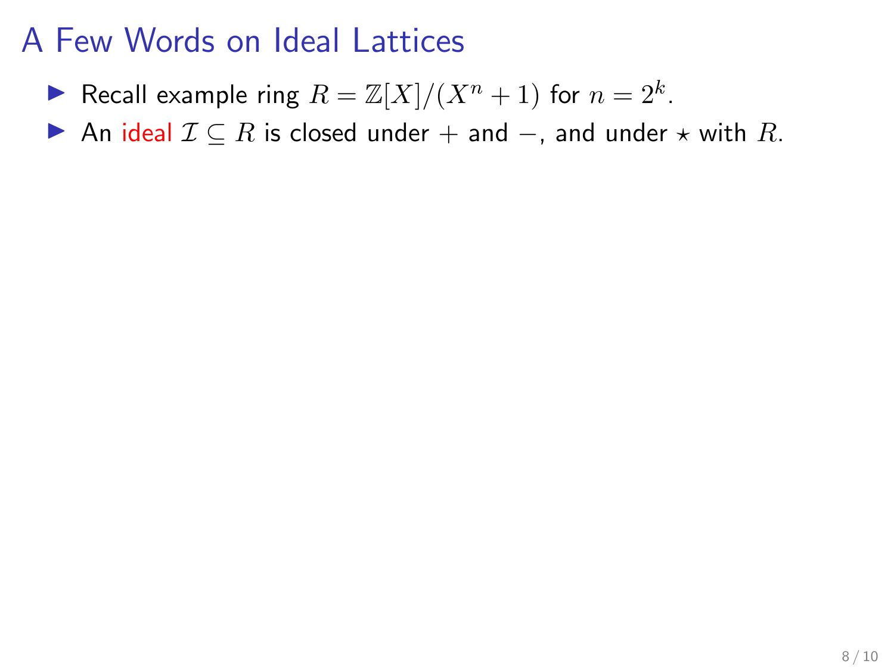# A Few Words on Ideal Lattices

- Recall example ring $R = \mathbb{Z}[X]/(X^n + 1)$ for $n = 2^k$.
- An ideal $\mathcal{I} \subseteq R$ is closed under $+$ and $-$, and under $\star$ with $R$.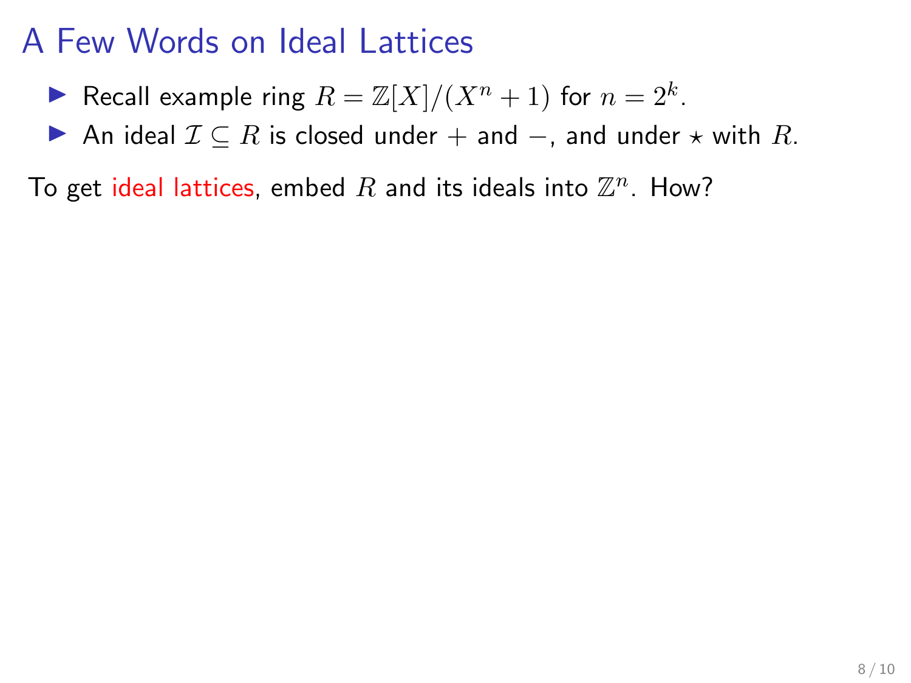# A Few Words on Ideal Lattices

- Recall example ring $R = \mathbb{Z}[X]/(X^n + 1)$ for $n = 2^k$.
- An ideal $\mathcal{I} \subseteq R$ is closed under $+$ and $-$, and under $\star$ with $R$.

To get ideal lattices, embed $R$ and its ideals into $\mathbb{Z}^n$. How?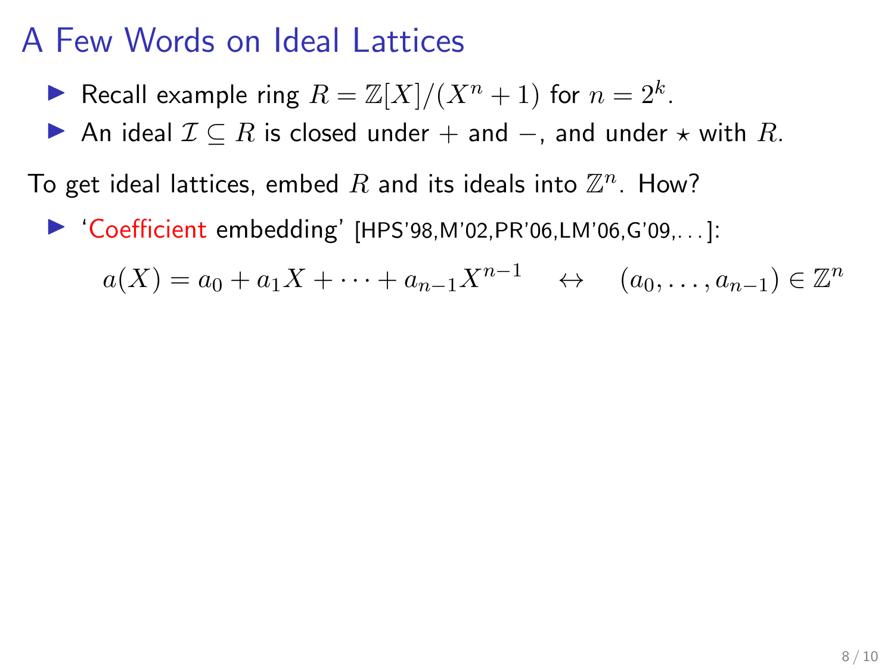# A Few Words on Ideal Lattices

- Recall example ring $R = \mathbb{Z}[X]/(X^n + 1)$ for $n = 2^k$.
- An ideal $\mathcal{I} \subseteq R$ is closed under $+$ and $-$, and under $\star$ with $R$.

To get ideal lattices, embed $R$ and its ideals into $\mathbb{Z}^n$. How?

- 'Coefficient embedding' [HPS'98,M'02,PR'06,LM'06,G'09,...]:

$$a(X) = a_0 + a_1 X + \cdots + a_{n-1} X^{n-1} \quad \leftrightarrow \quad (a_0, \ldots, a_{n-1}) \in \mathbb{Z}^n$$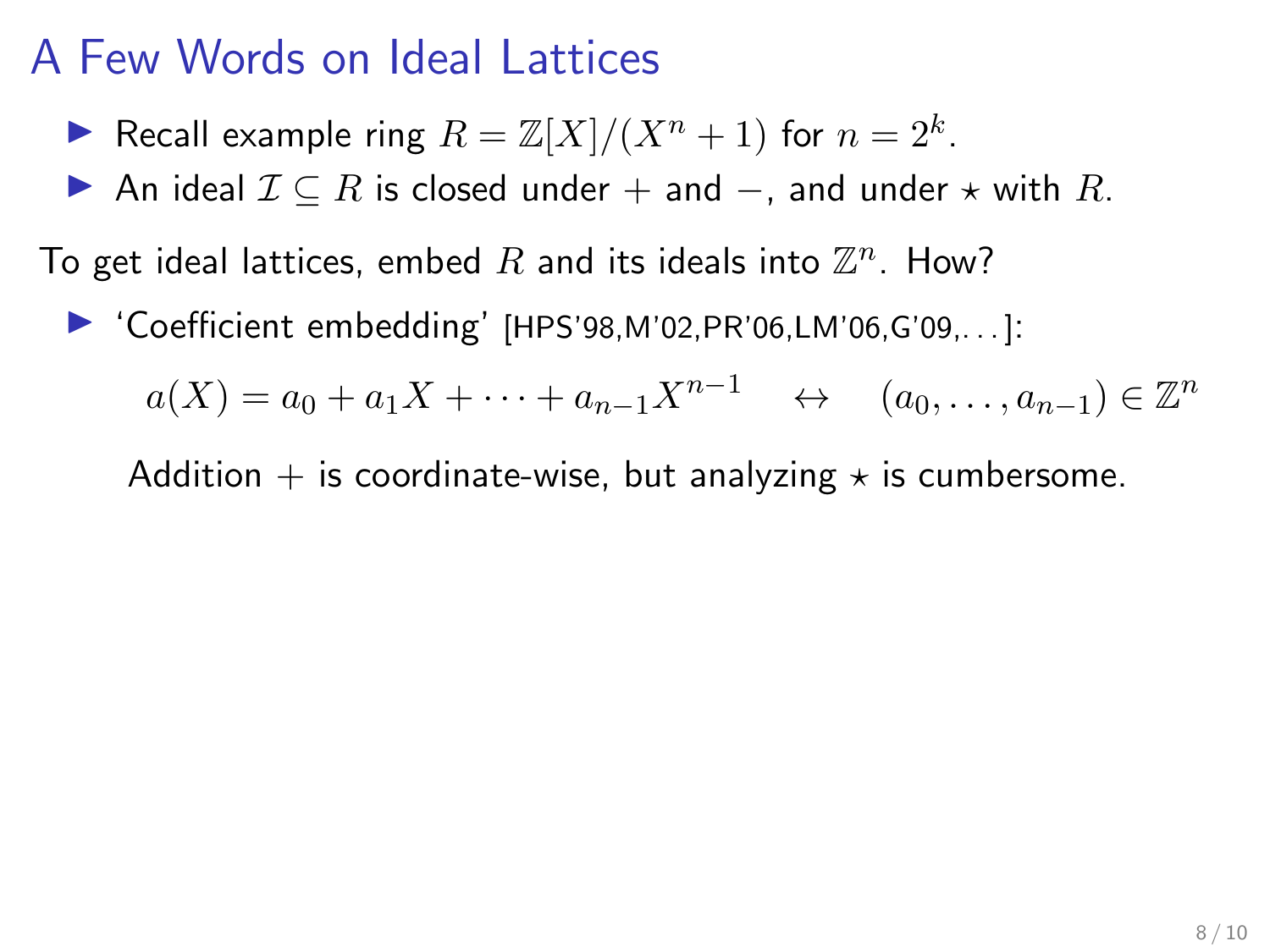# A Few Words on Ideal Lattices

- Recall example ring $R = \mathbb{Z}[X]/(X^n + 1)$ for $n = 2^k$.
- An ideal $\mathcal{I} \subseteq R$ is closed under $+$ and $-$, and under $\star$ with $R$.

To get ideal lattices, embed $R$ and its ideals into $\mathbb{Z}^n$. How?

- 'Coefficient embedding' [HPS'98,M'02,PR'06,LM'06,G'09,...]:

$$a(X) = a_0 + a_1 X + \cdots + a_{n-1} X^{n-1} \quad \leftrightarrow \quad (a_0, \ldots, a_{n-1}) \in \mathbb{Z}^n$$

  Addition $+$ is coordinate-wise, but analyzing $\star$ is cumbersome.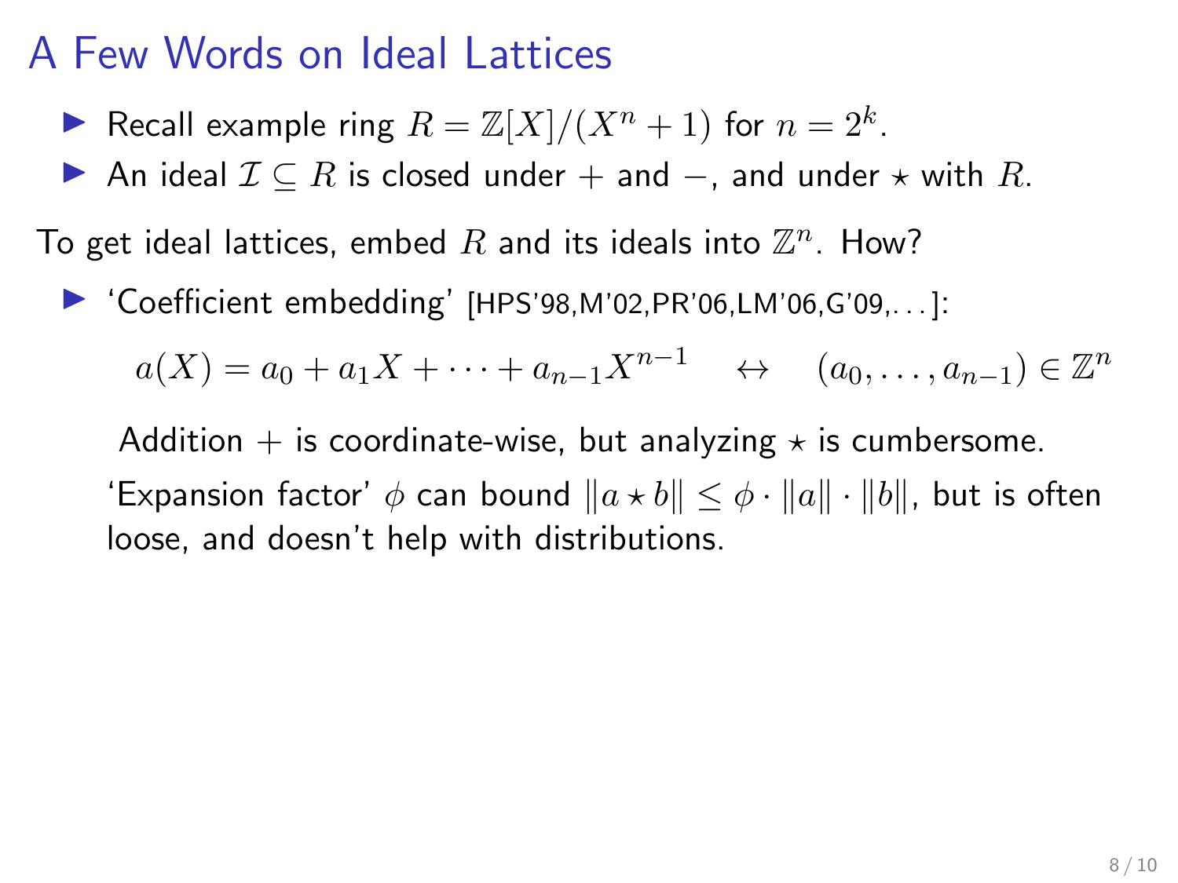# A Few Words on Ideal Lattices

- Recall example ring $R = \mathbb{Z}[X]/(X^n + 1)$ for $n = 2^k$.
- An ideal $\mathcal{I} \subseteq R$ is closed under $+$ and $-$, and under $\star$ with $R$.

To get ideal lattices, embed $R$ and its ideals into $\mathbb{Z}^n$. How?

- 'Coefficient embedding' [HPS'98,M'02,PR'06,LM'06,G'09,...]:

$$a(X) = a_0 + a_1 X + \cdots + a_{n-1} X^{n-1} \quad \leftrightarrow \quad (a_0, \ldots, a_{n-1}) \in \mathbb{Z}^n$$

  Addition $+$ is coordinate-wise, but analyzing $\star$ is cumbersome.

  'Expansion factor' $\phi$ can bound $\|a \star b\| \leq \phi \cdot \|a\| \cdot \|b\|$, but is often loose, and doesn't help with distributions.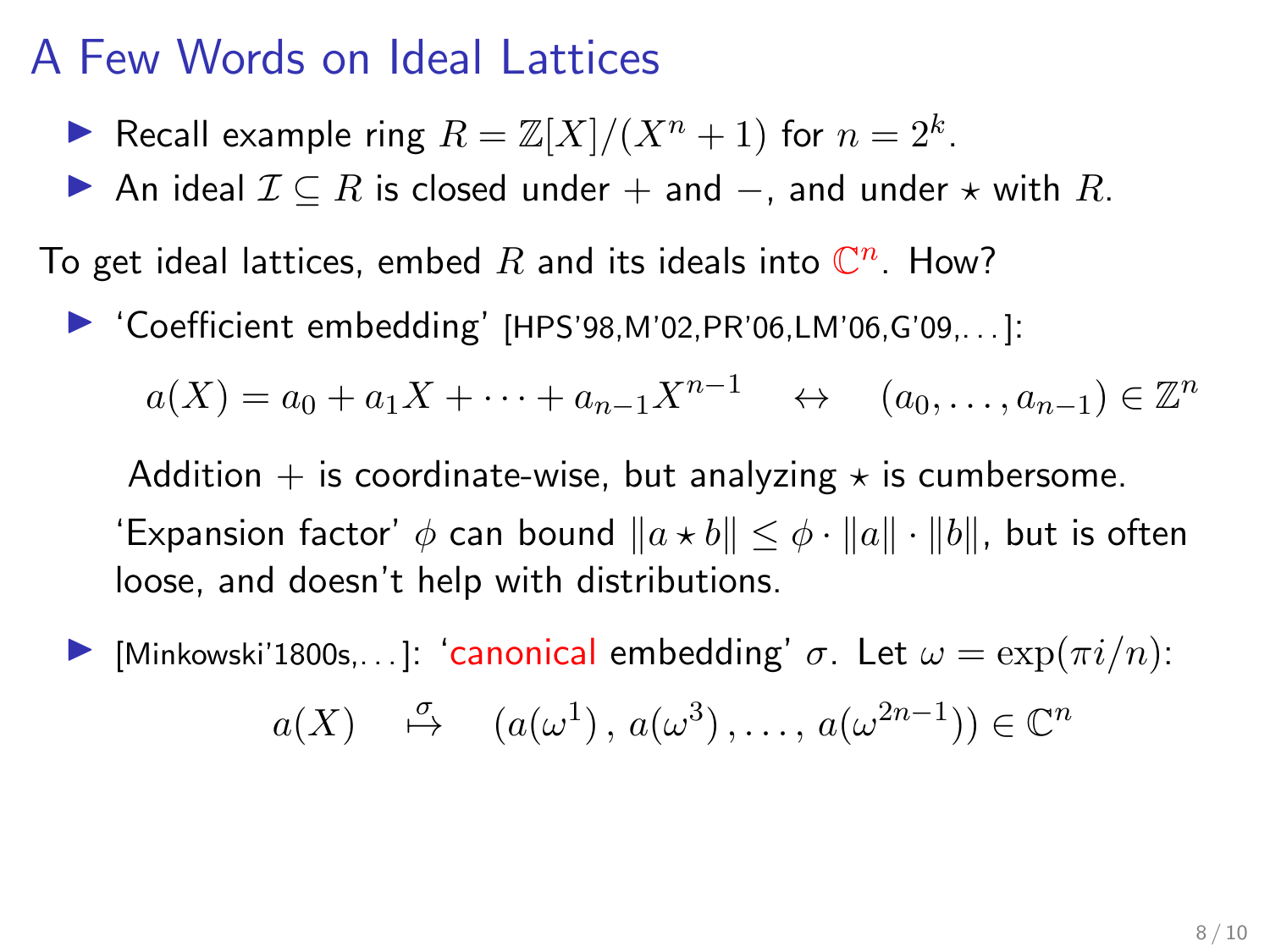# A Few Words on Ideal Lattices

- Recall example ring $R = \mathbb{Z}[X]/(X^n + 1)$ for $n = 2^k$.
- An ideal $\mathcal{I} \subseteq R$ is closed under $+$ and $-$, and under $\star$ with $R$.

To get ideal lattices, embed $R$ and its ideals into $\mathbb{C}^n$. How?

- 'Coefficient embedding' [HPS'98,M'02,PR'06,LM'06,G'09,...]:

$$a(X) = a_0 + a_1 X + \cdots + a_{n-1} X^{n-1} \quad \leftrightarrow \quad (a_0, \ldots, a_{n-1}) \in \mathbb{Z}^n$$

  Addition $+$ is coordinate-wise, but analyzing $\star$ is cumbersome.

  'Expansion factor' $\phi$ can bound $\|a \star b\| \leq \phi \cdot \|a\| \cdot \|b\|$, but is often loose, and doesn't help with distributions.

- [Minkowski'1800s,...]: 'canonical embedding' $\sigma$. Let $\omega = \exp(\pi i/n)$:

$$a(X) \quad \overset{\sigma}{\mapsto} \quad (a(\omega^1)\,,\, a(\omega^3)\,, \ldots,\, a(\omega^{2n-1})) \in \mathbb{C}^n$$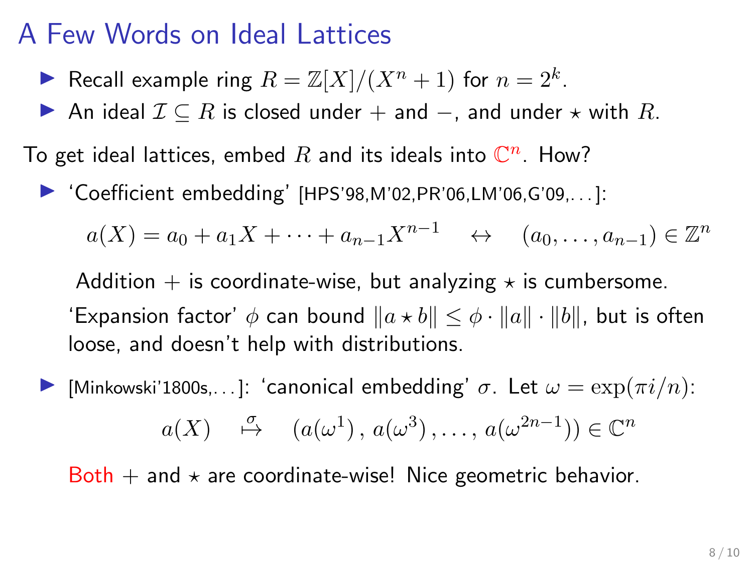# A Few Words on Ideal Lattices

- Recall example ring $R = \mathbb{Z}[X]/(X^n + 1)$ for $n = 2^k$.
- An ideal $\mathcal{I} \subseteq R$ is closed under $+$ and $-$, and under $\star$ with $R$.

To get ideal lattices, embed $R$ and its ideals into $\mathbb{C}^n$. How?

- 'Coefficient embedding' [HPS'98,M'02,PR'06,LM'06,G'09,...]:

  $$a(X) = a_0 + a_1 X + \cdots + a_{n-1} X^{n-1} \quad \leftrightarrow \quad (a_0, \ldots, a_{n-1}) \in \mathbb{Z}^n$$

  Addition $+$ is coordinate-wise, but analyzing $\star$ is cumbersome.

  'Expansion factor' $\phi$ can bound $\|a \star b\| \leq \phi \cdot \|a\| \cdot \|b\|$, but is often loose, and doesn't help with distributions.

- [Minkowski'1800s,...]: 'canonical embedding' $\sigma$. Let $\omega = \exp(\pi i/n)$:

  $$a(X) \quad \overset{\sigma}{\mapsto} \quad (a(\omega^1)\,,\, a(\omega^3)\,, \ldots,\, a(\omega^{2n-1})) \in \mathbb{C}^n$$

  Both $+$ and $\star$ are coordinate-wise! Nice geometric behavior.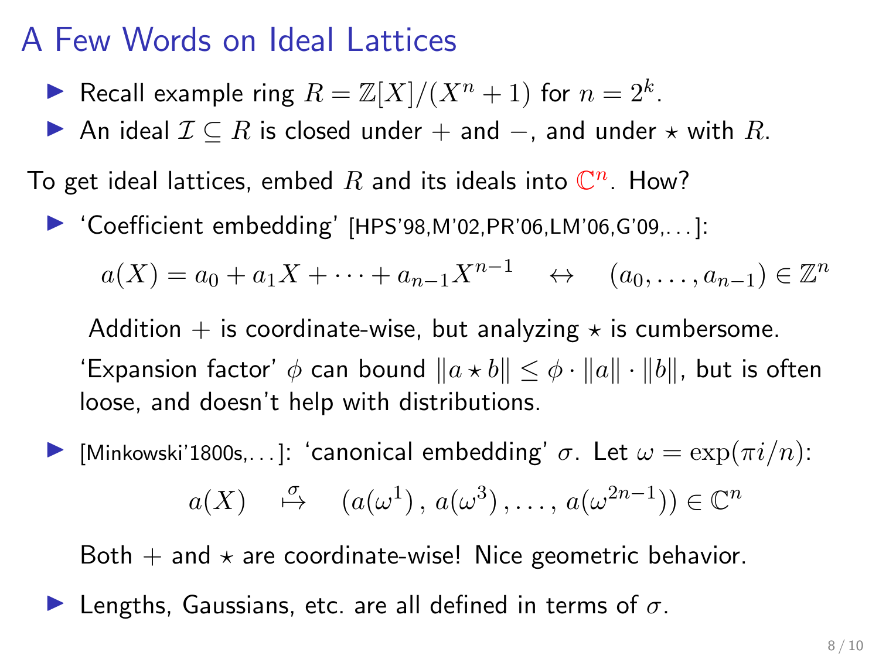# A Few Words on Ideal Lattices

- Recall example ring $R = \mathbb{Z}[X]/(X^n + 1)$ for $n = 2^k$.
- An ideal $\mathcal{I} \subseteq R$ is closed under $+$ and $-$, and under $\star$ with $R$.

To get ideal lattices, embed $R$ and its ideals into $\mathbb{C}^n$. How?

- 'Coefficient embedding' [HPS'98,M'02,PR'06,LM'06,G'09,...]:

  $$a(X) = a_0 + a_1 X + \cdots + a_{n-1} X^{n-1} \quad \leftrightarrow \quad (a_0, \ldots, a_{n-1}) \in \mathbb{Z}^n$$

  Addition $+$ is coordinate-wise, but analyzing $\star$ is cumbersome.

  'Expansion factor' $\phi$ can bound $\|a \star b\| \leq \phi \cdot \|a\| \cdot \|b\|$, but is often loose, and doesn't help with distributions.

- [Minkowski'1800s,...]: 'canonical embedding' $\sigma$. Let $\omega = \exp(\pi i/n)$:

  $$a(X) \quad \overset{\sigma}{\mapsto} \quad (a(\omega^1)\,,\, a(\omega^3)\,, \ldots,\, a(\omega^{2n-1})) \in \mathbb{C}^n$$

  Both $+$ and $\star$ are coordinate-wise! Nice geometric behavior.

- Lengths, Gaussians, etc. are all defined in terms of $\sigma$.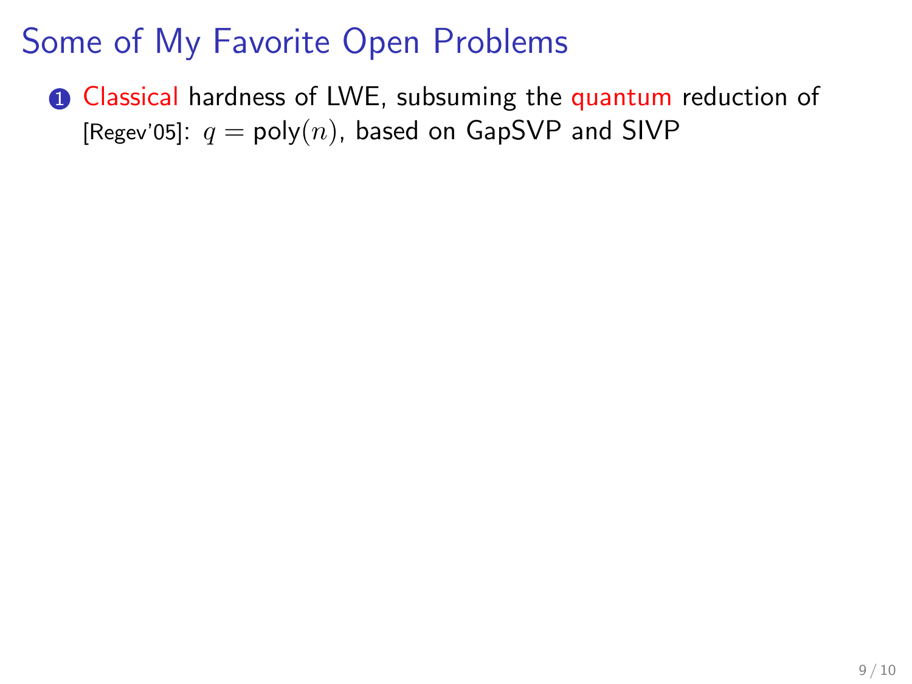# Some of My Favorite Open Problems

1. Classical hardness of LWE, subsuming the quantum reduction of [Regev'05]: $q = \mathsf{poly}(n)$, based on GapSVP and SIVP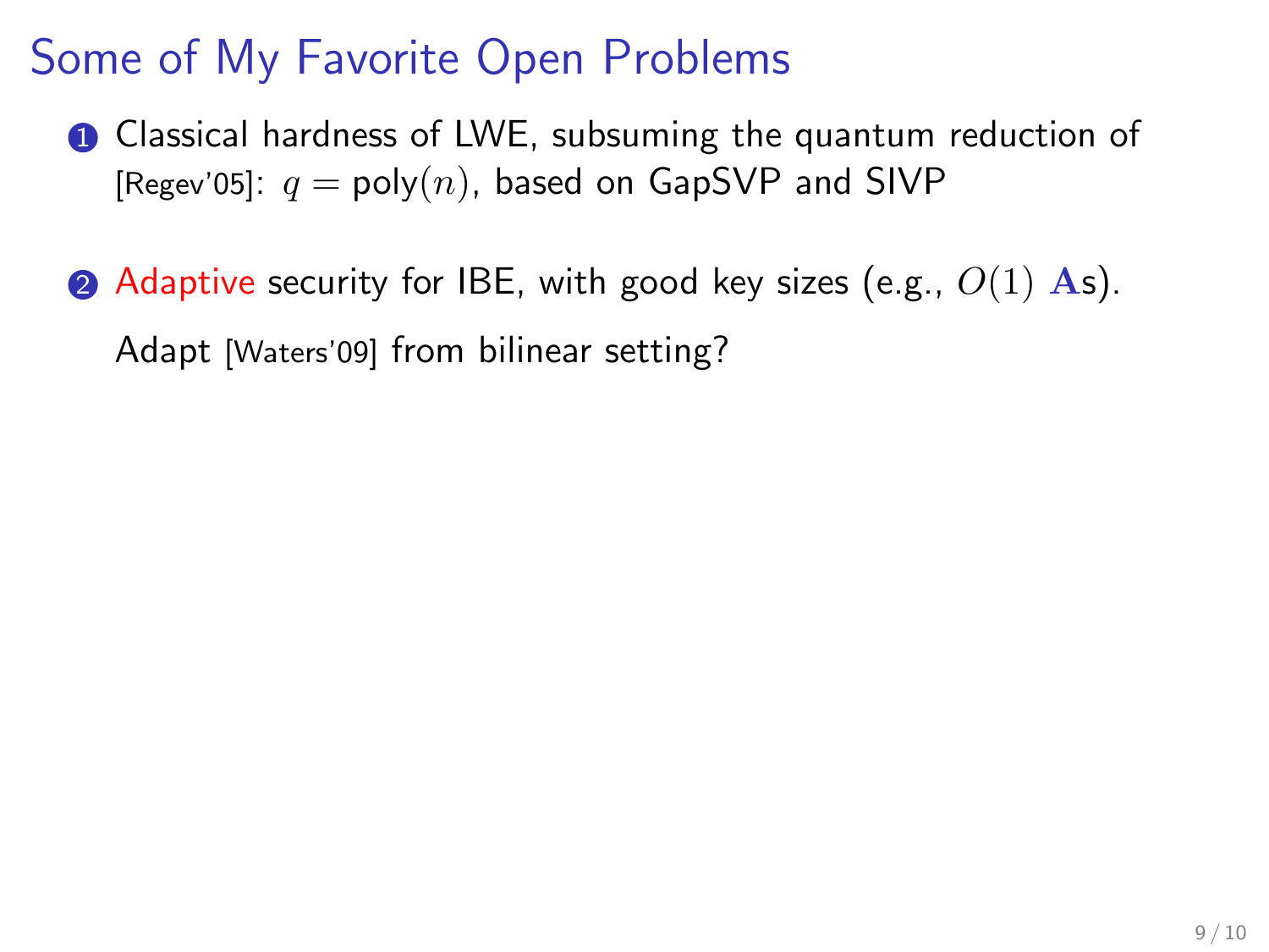# Some of My Favorite Open Problems

1. Classical hardness of LWE, subsuming the quantum reduction of [Regev'05]: $q = \mathsf{poly}(n)$, based on GapSVP and SIVP

2. Adaptive security for IBE, with good key sizes (e.g., $O(1)$ $\mathbf{A}$s).

   Adapt [Waters'09] from bilinear setting?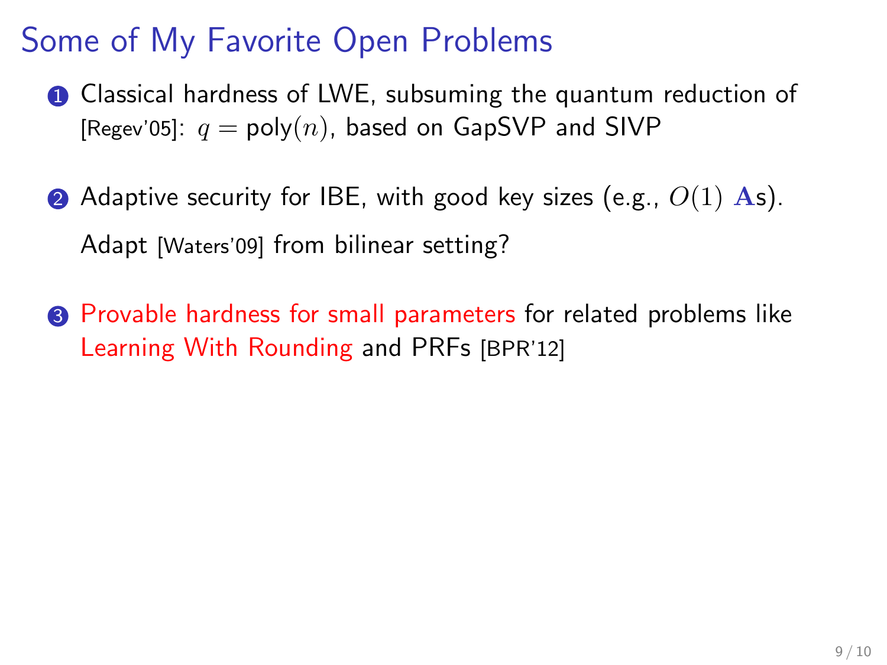# Some of My Favorite Open Problems

1. Classical hardness of LWE, subsuming the quantum reduction of [Regev'05]: $q = \text{poly}(n)$, based on GapSVP and SIVP

2. Adaptive security for IBE, with good key sizes (e.g., $O(1)$ $\mathbf{A}$s).

   Adapt [Waters'09] from bilinear setting?

3. Provable hardness for small parameters for related problems like Learning With Rounding and PRFs [BPR'12]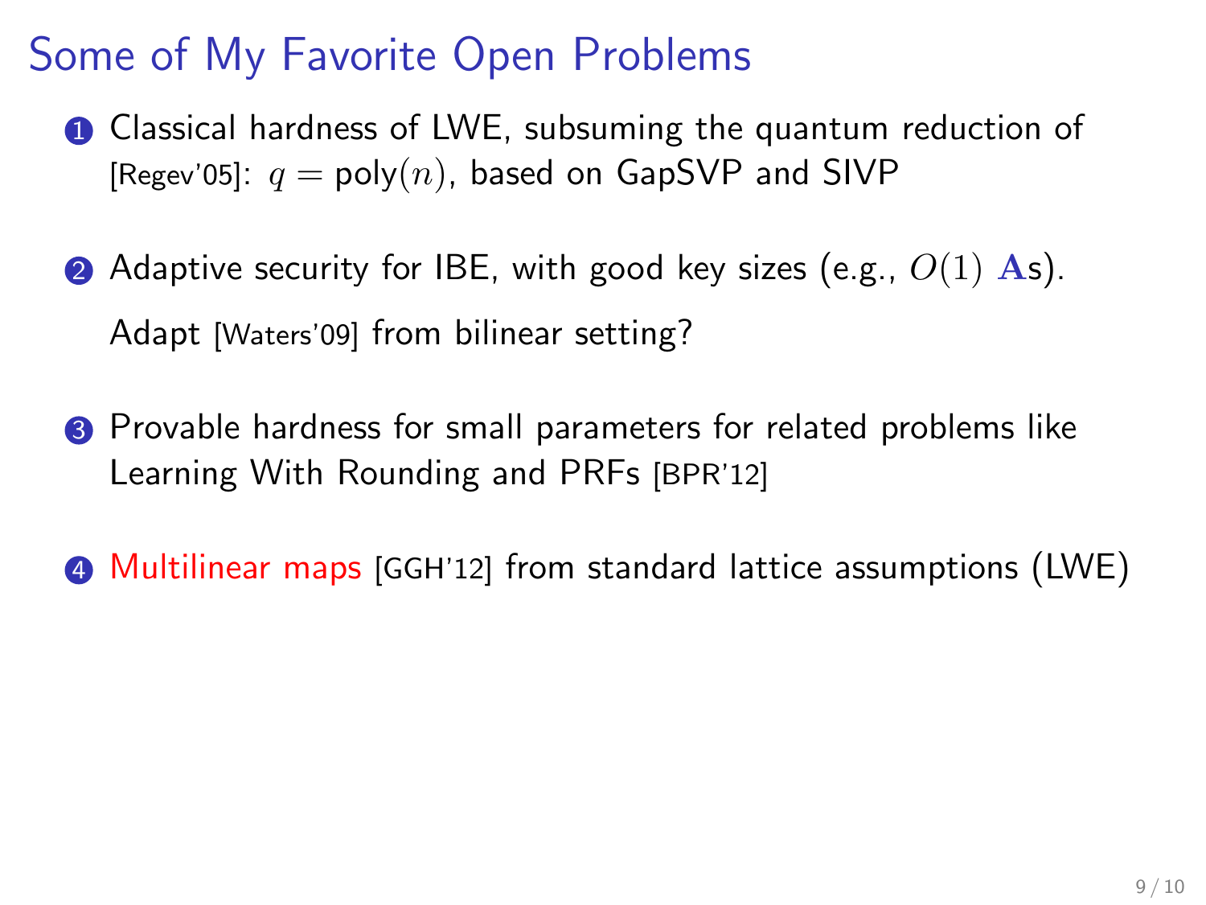# Some of My Favorite Open Problems

1. Classical hardness of LWE, subsuming the quantum reduction of [Regev'05]: $q = \mathsf{poly}(n)$, based on GapSVP and SIVP

2. Adaptive security for IBE, with good key sizes (e.g., $O(1)$ $\mathbf{A}$s).

   Adapt [Waters'09] from bilinear setting?

3. Provable hardness for small parameters for related problems like Learning With Rounding and PRFs [BPR'12]

4. Multilinear maps [GGH'12] from standard lattice assumptions (LWE)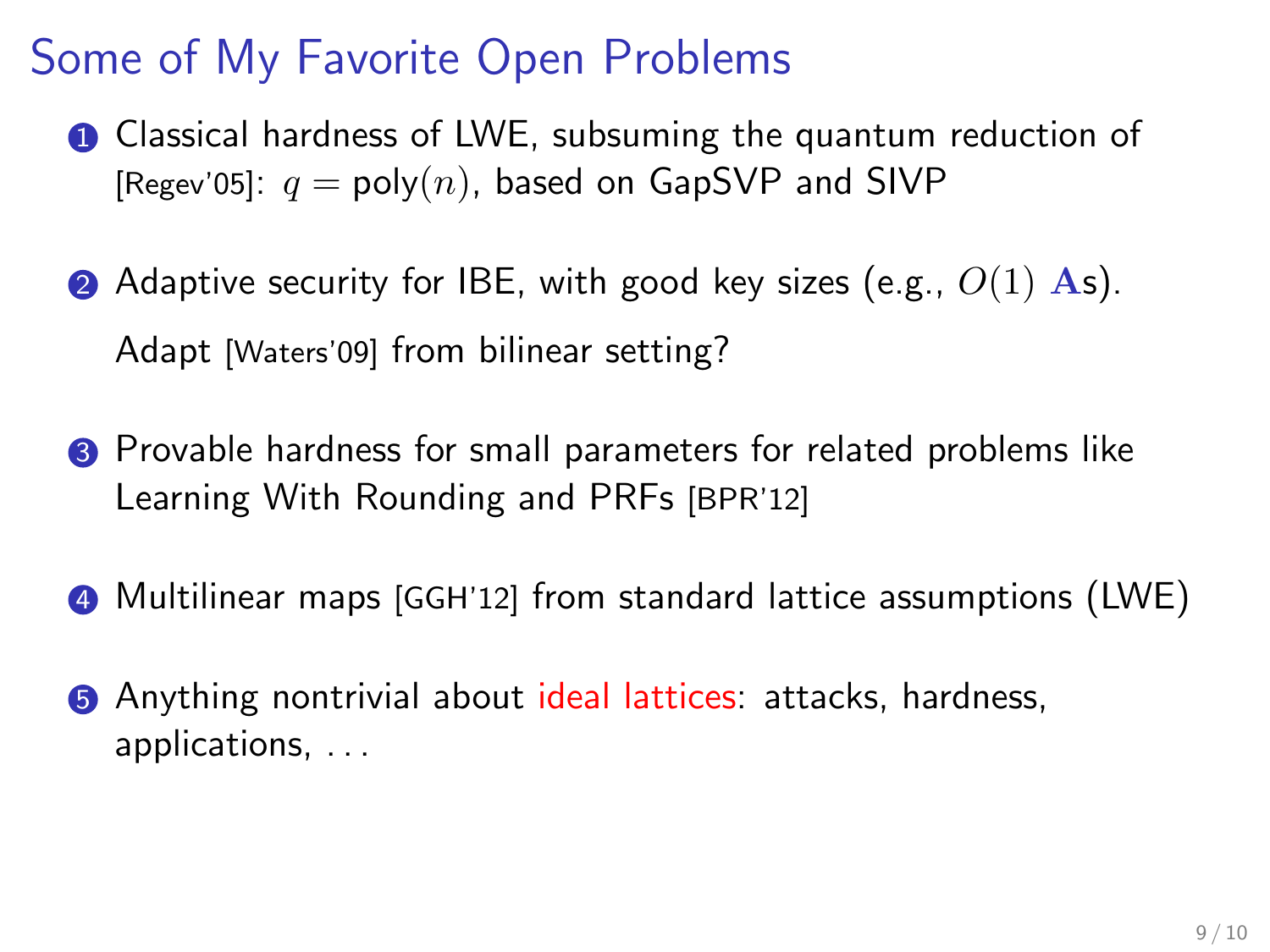# Some of My Favorite Open Problems

1. Classical hardness of LWE, subsuming the quantum reduction of [Regev'05]: $q = \text{poly}(n)$, based on GapSVP and SIVP

2. Adaptive security for IBE, with good key sizes (e.g., $O(1)$ $\mathbf{A}$s).

   Adapt [Waters'09] from bilinear setting?

3. Provable hardness for small parameters for related problems like Learning With Rounding and PRFs [BPR'12]

4. Multilinear maps [GGH'12] from standard lattice assumptions (LWE)

5. Anything nontrivial about ideal lattices: attacks, hardness, applications, . . .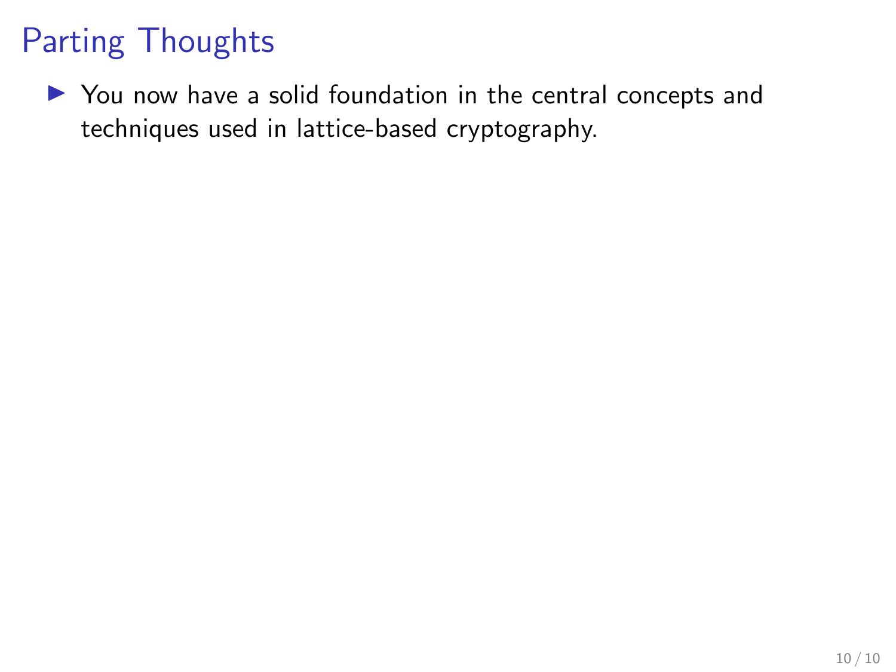# Parting Thoughts

- You now have a solid foundation in the central concepts and techniques used in lattice-based cryptography.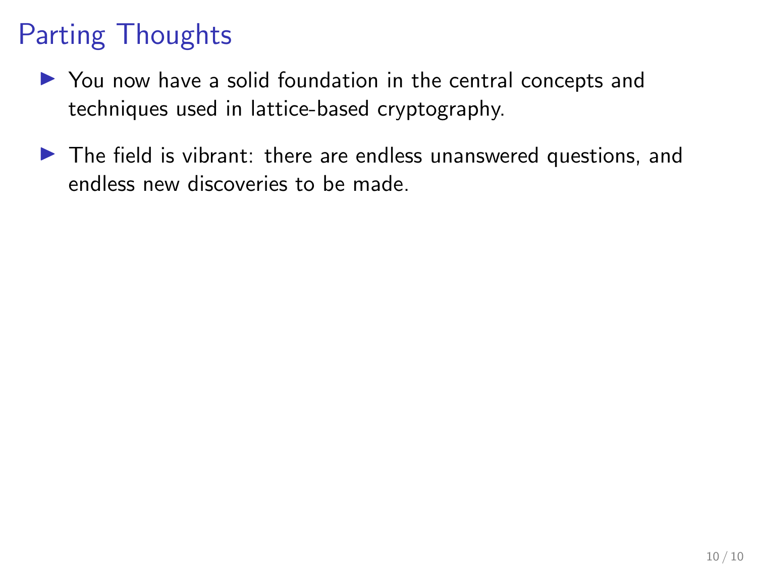# Parting Thoughts

- You now have a solid foundation in the central concepts and techniques used in lattice-based cryptography.

- The field is vibrant: there are endless unanswered questions, and endless new discoveries to be made.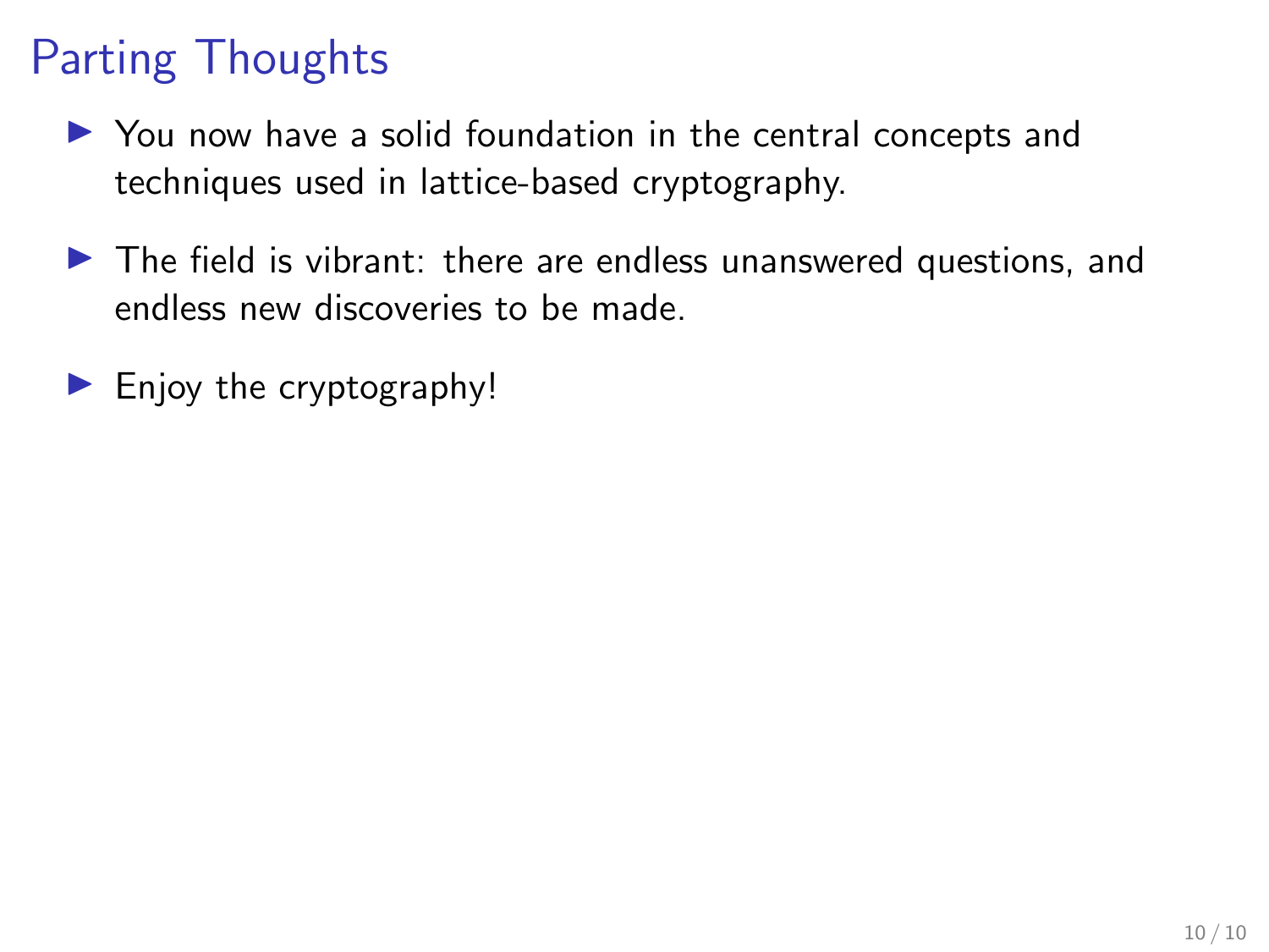# Parting Thoughts

- You now have a solid foundation in the central concepts and techniques used in lattice-based cryptography.
- The field is vibrant: there are endless unanswered questions, and endless new discoveries to be made.
- Enjoy the cryptography!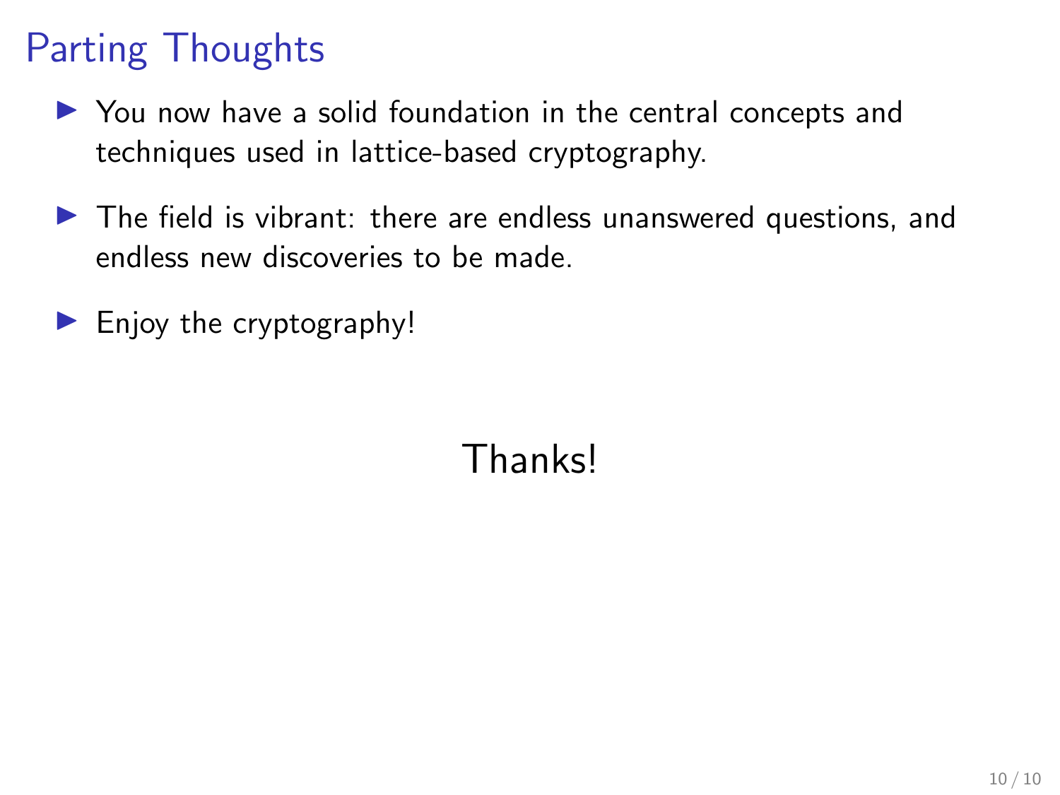# Parting Thoughts

- You now have a solid foundation in the central concepts and techniques used in lattice-based cryptography.
- The field is vibrant: there are endless unanswered questions, and endless new discoveries to be made.
- Enjoy the cryptography!

Thanks!